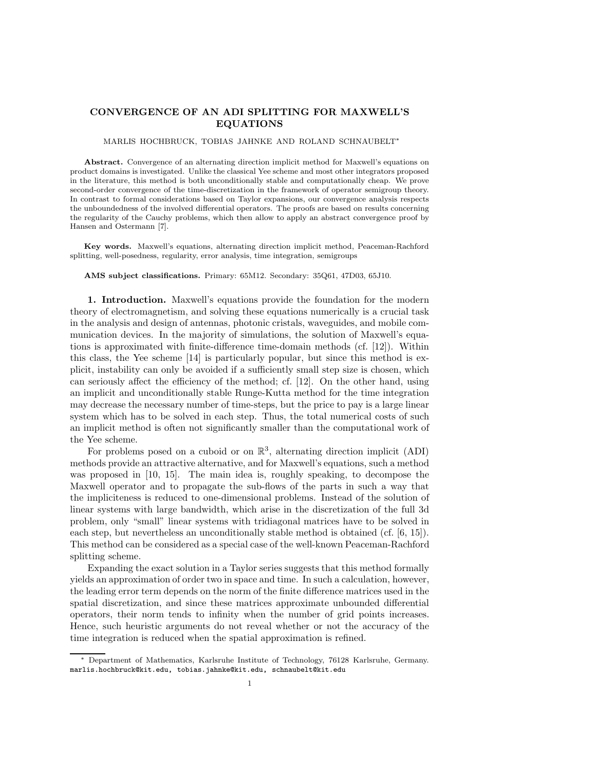# CONVERGENCE OF AN ADI SPLITTING FOR MAXWELL'S EQUATIONS

MARLIS HOCHBRUCK, TOBIAS JAHNKE AND ROLAND SCHNAUBELT*

**Abstract.** Convergence of an alternating direction implicit method for Maxwell's equations on product domains is investigated. Unlike the classical Yee scheme and most other integrators proposed in the literature, this method is both unconditionally stable and computationally cheap. We prove second-order convergence of the time-discretization in the framework of operator semigroup theory. In contrast to formal considerations based on Taylor expansions, our convergence analysis respects the unboundedness of the involved differential operators. The proofs are based on results concerning the regularity of the Cauchy problems, which then allow to apply an abstract convergence proof by Hansen and Ostermann [7].

**Key words.** Maxwell's equations, alternating direction implicit method, Peaceman-Rachford splitting, well-posedness, regularity, error analysis, time integration, semigroups

**AMS subject classifications.** Primary: 65M12. Secondary: 35Q61, 47D03, 65J10.

**1. Introduction.** Maxwell's equations provide the foundation for the modern theory of electromagnetism, and solving these equations numerically is a crucial task in the analysis and design of antennas, photonic cristals, waveguides, and mobile communication devices. In the majority of simulations, the solution of Maxwell's equations is approximated with finite-difference time-domain methods (cf. [12]). Within this class, the Yee scheme [14] is particularly popular, but since this method is explicit, instability can only be avoided if a sufficiently small step size is chosen, which can seriously affect the efficiency of the method; cf. [12]. On the other hand, using an implicit and unconditionally stable Runge-Kutta method for the time integration may decrease the necessary number of time-steps, but the price to pay is a large linear system which has to be solved in each step. Thus, the total numerical costs of such an implicit method is often not significantly smaller than the computational work of the Yee scheme.

For problems posed on a cuboid or on $\mathbb{R}^3$, alternating direction implicit (ADI) methods provide an attractive alternative, and for Maxwell's equations, such a method was proposed in [10, 15]. The main idea is, roughly speaking, to decompose the Maxwell operator and to propagate the sub-flows of the parts in such a way that the impliciteness is reduced to one-dimensional problems. Instead of the solution of linear systems with large bandwidth, which arise in the discretization of the full 3d problem, only "small" linear systems with tridiagonal matrices have to be solved in each step, but nevertheless an unconditionally stable method is obtained (cf. [6, 15]). This method can be considered as a special case of the well-known Peaceman-Rachford splitting scheme.

Expanding the exact solution in a Taylor series suggests that this method formally yields an approximation of order two in space and time. In such a calculation, however, the leading error term depends on the norm of the finite difference matrices used in the spatial discretization, and since these matrices approximate unbounded differential operators, their norm tends to infinity when the number of grid points increases. Hence, such heuristic arguments do not reveal whether or not the accuracy of the time integration is reduced when the spatial approximation is refined.

---

* Department of Mathematics, Karlsruhe Institute of Technology, 76128 Karlsruhe, Germany. marlis.hochbruck@kit.edu, tobias.jahnke@kit.edu, schnaubelt@kit.edu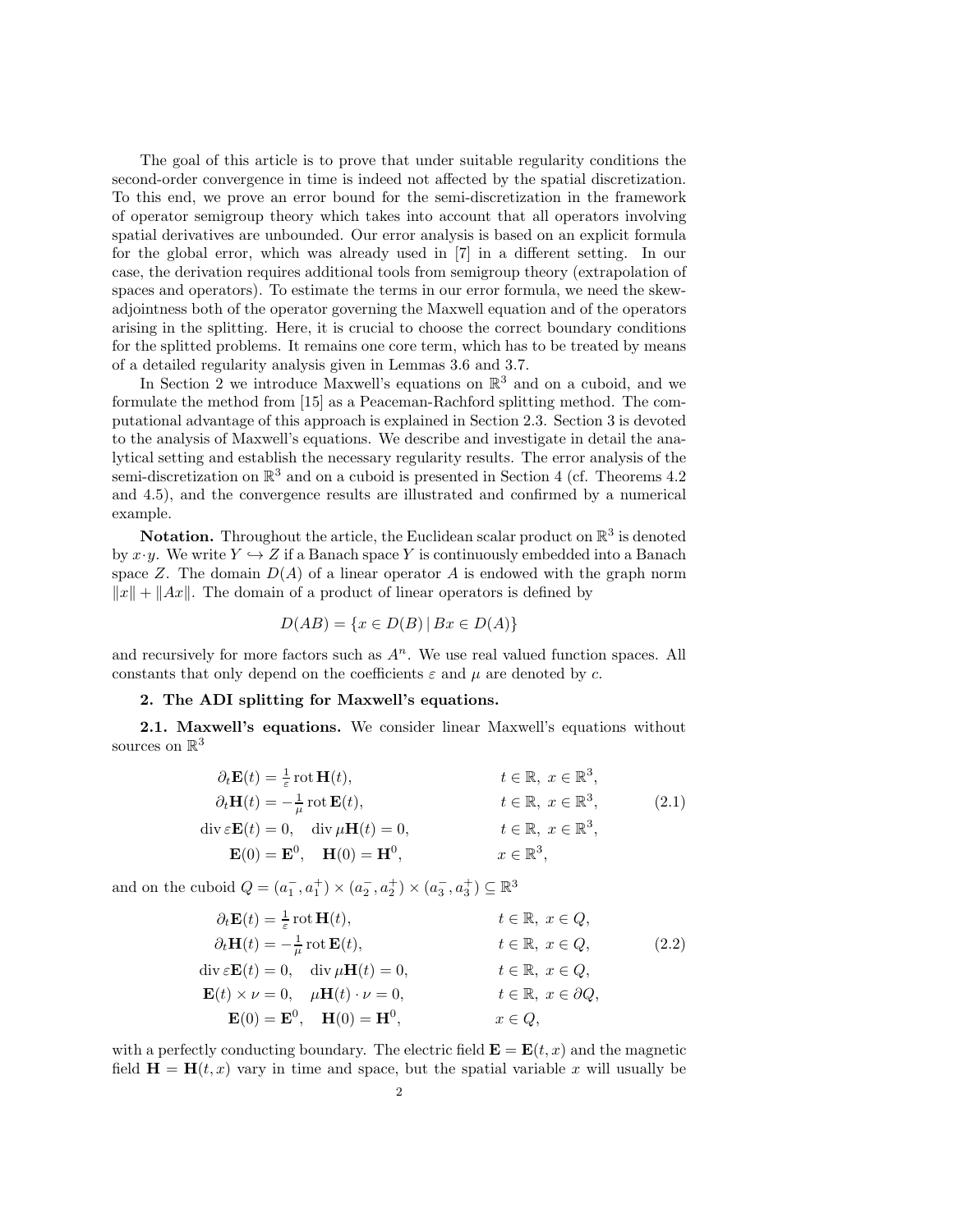The goal of this article is to prove that under suitable regularity conditions the second-order convergence in time is indeed not affected by the spatial discretization. To this end, we prove an error bound for the semi-discretization in the framework of operator semigroup theory which takes into account that all operators involving spatial derivatives are unbounded. Our error analysis is based on an explicit formula for the global error, which was already used in [7] in a different setting. In our case, the derivation requires additional tools from semigroup theory (extrapolation of spaces and operators). To estimate the terms in our error formula, we need the skew-adjointness both of the operator governing the Maxwell equation and of the operators arising in the splitting. Here, it is crucial to choose the correct boundary conditions for the splitted problems. It remains one core term, which has to be treated by means of a detailed regularity analysis given in Lemmas 3.6 and 3.7.

In Section 2 we introduce Maxwell's equations on $\mathbb{R}^3$ and on a cuboid, and we formulate the method from [15] as a Peaceman-Rachford splitting method. The computational advantage of this approach is explained in Section 2.3. Section 3 is devoted to the analysis of Maxwell's equations. We describe and investigate in detail the analytical setting and establish the necessary regularity results. The error analysis of the semi-discretization on $\mathbb{R}^3$ and on a cuboid is presented in Section 4 (cf. Theorems 4.2 and 4.5), and the convergence results are illustrated and confirmed by a numerical example.

**Notation.** Throughout the article, the Euclidean scalar product on $\mathbb{R}^3$ is denoted by $x \cdot y$. We write $Y \hookrightarrow Z$ if a Banach space $Y$ is continuously embedded into a Banach space $Z$. The domain $D(A)$ of a linear operator $A$ is endowed with the graph norm $\|x\| + \|Ax\|$. The domain of a product of linear operators is defined by

$$D(AB) = \{x \in D(B) \mid Bx \in D(A)\}$$

and recursively for more factors such as $A^n$. We use real valued function spaces. All constants that only depend on the coefficients $\varepsilon$ and $\mu$ are denoted by $c$.

## 2. The ADI splitting for Maxwell's equations.

**2.1. Maxwell's equations.** We consider linear Maxwell's equations without sources on $\mathbb{R}^3$

$$\begin{aligned}
&\partial_t \mathbf{E}(t) = \tfrac{1}{\varepsilon} \operatorname{rot} \mathbf{H}(t), && t \in \mathbb{R},\ x \in \mathbb{R}^3, \\
&\partial_t \mathbf{H}(t) = -\tfrac{1}{\mu} \operatorname{rot} \mathbf{E}(t), && t \in \mathbb{R},\ x \in \mathbb{R}^3, \\
&\operatorname{div} \varepsilon \mathbf{E}(t) = 0, \quad \operatorname{div} \mu \mathbf{H}(t) = 0, && t \in \mathbb{R},\ x \in \mathbb{R}^3, \\
&\mathbf{E}(0) = \mathbf{E}^0, \quad \mathbf{H}(0) = \mathbf{H}^0, && x \in \mathbb{R}^3,
\end{aligned} \tag{2.1}$$

and on the cuboid $Q = (a_1^-, a_1^+) \times (a_2^-, a_2^+) \times (a_3^-, a_3^+) \subseteq \mathbb{R}^3$

$$\begin{aligned}
&\partial_t \mathbf{E}(t) = \tfrac{1}{\varepsilon} \operatorname{rot} \mathbf{H}(t), && t \in \mathbb{R},\ x \in Q, \\
&\partial_t \mathbf{H}(t) = -\tfrac{1}{\mu} \operatorname{rot} \mathbf{E}(t), && t \in \mathbb{R},\ x \in Q, \\
&\operatorname{div} \varepsilon \mathbf{E}(t) = 0, \quad \operatorname{div} \mu \mathbf{H}(t) = 0, && t \in \mathbb{R},\ x \in Q, \\
&\mathbf{E}(t) \times \nu = 0, \quad \mu \mathbf{H}(t) \cdot \nu = 0, && t \in \mathbb{R},\ x \in \partial Q, \\
&\mathbf{E}(0) = \mathbf{E}^0, \quad \mathbf{H}(0) = \mathbf{H}^0, && x \in Q,
\end{aligned} \tag{2.2}$$

with a perfectly conducting boundary. The electric field $\mathbf{E} = \mathbf{E}(t, x)$ and the magnetic field $\mathbf{H} = \mathbf{H}(t, x)$ vary in time and space, but the spatial variable $x$ will usually be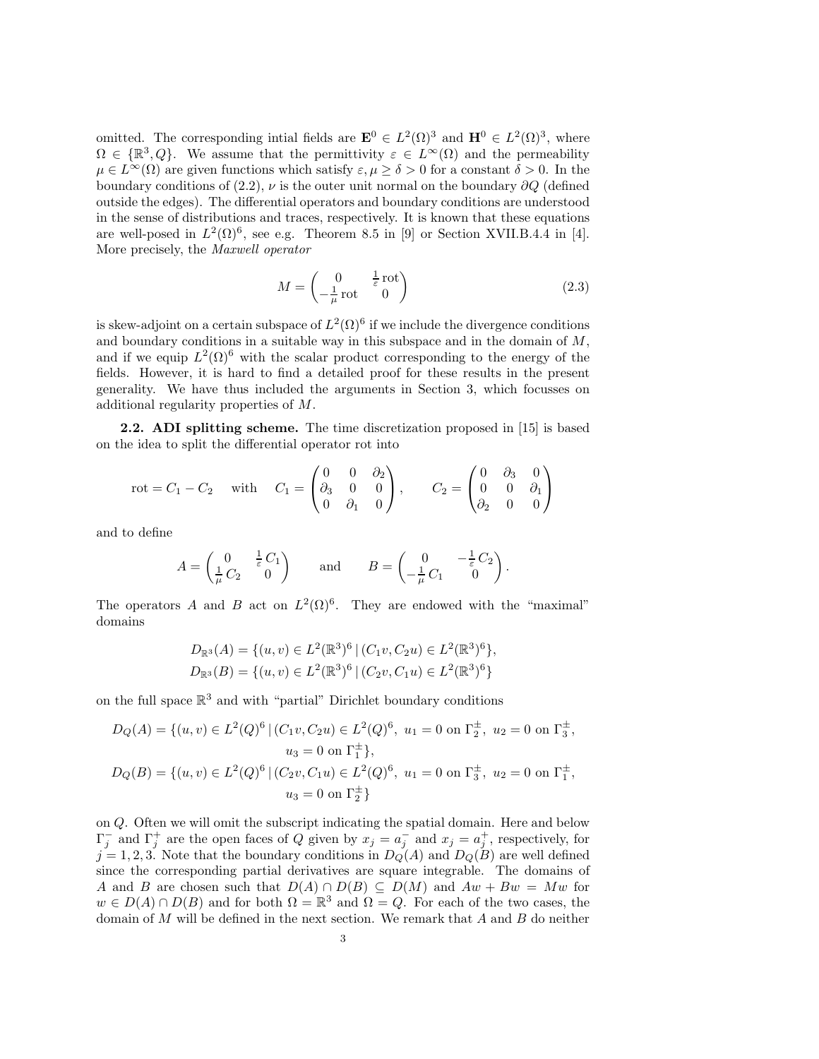omitted. The corresponding intial fields are $\mathbf{E}^0 \in L^2(\Omega)^3$ and $\mathbf{H}^0 \in L^2(\Omega)^3$, where $\Omega \in \{\mathbb{R}^3, Q\}$. We assume that the permittivity $\varepsilon \in L^\infty(\Omega)$ and the permeability $\mu \in L^\infty(\Omega)$ are given functions which satisfy $\varepsilon, \mu \geq \delta > 0$ for a constant $\delta > 0$. In the boundary conditions of (2.2), $\nu$ is the outer unit normal on the boundary $\partial Q$ (defined outside the edges). The differential operators and boundary conditions are understood in the sense of distributions and traces, respectively. It is known that these equations are well-posed in $L^2(\Omega)^6$, see e.g. Theorem 8.5 in [9] or Section XVII.B.4.4 in [4]. More precisely, the *Maxwell operator*

$$M = \begin{pmatrix} 0 & \frac{1}{\varepsilon}\operatorname{rot} \\ -\frac{1}{\mu}\operatorname{rot} & 0 \end{pmatrix} \tag{2.3}$$

is skew-adjoint on a certain subspace of $L^2(\Omega)^6$ if we include the divergence conditions and boundary conditions in a suitable way in this subspace and in the domain of $M$, and if we equip $L^2(\Omega)^6$ with the scalar product corresponding to the energy of the fields. However, it is hard to find a detailed proof for these results in the present generality. We have thus included the arguments in Section 3, which focusses on additional regularity properties of $M$.

**2.2. ADI splitting scheme.** The time discretization proposed in [15] is based on the idea to split the differential operator rot into

$$\operatorname{rot} = C_1 - C_2 \quad \text{with} \quad C_1 = \begin{pmatrix} 0 & 0 & \partial_2 \\ \partial_3 & 0 & 0 \\ 0 & \partial_1 & 0 \end{pmatrix}, \qquad C_2 = \begin{pmatrix} 0 & \partial_3 & 0 \\ 0 & 0 & \partial_1 \\ \partial_2 & 0 & 0 \end{pmatrix}$$

and to define

$$A = \begin{pmatrix} 0 & \frac{1}{\varepsilon} C_1 \\ \frac{1}{\mu} C_2 & 0 \end{pmatrix} \qquad \text{and} \qquad B = \begin{pmatrix} 0 & -\frac{1}{\varepsilon} C_2 \\ -\frac{1}{\mu} C_1 & 0 \end{pmatrix}.$$

The operators $A$ and $B$ act on $L^2(\Omega)^6$. They are endowed with the "maximal" domains

$$D_{\mathbb{R}^3}(A) = \{(u,v) \in L^2(\mathbb{R}^3)^6 \mid (C_1 v, C_2 u) \in L^2(\mathbb{R}^3)^6\},$$
$$D_{\mathbb{R}^3}(B) = \{(u,v) \in L^2(\mathbb{R}^3)^6 \mid (C_2 v, C_1 u) \in L^2(\mathbb{R}^3)^6\}$$

on the full space $\mathbb{R}^3$ and with "partial" Dirichlet boundary conditions

$$D_Q(A) = \{(u,v) \in L^2(Q)^6 \mid (C_1 v, C_2 u) \in L^2(Q)^6,\ u_1 = 0 \text{ on } \Gamma_2^\pm,\ u_2 = 0 \text{ on } \Gamma_3^\pm,$$
$$u_3 = 0 \text{ on } \Gamma_1^\pm\},$$
$$D_Q(B) = \{(u,v) \in L^2(Q)^6 \mid (C_2 v, C_1 u) \in L^2(Q)^6,\ u_1 = 0 \text{ on } \Gamma_3^\pm,\ u_2 = 0 \text{ on } \Gamma_1^\pm,$$
$$u_3 = 0 \text{ on } \Gamma_2^\pm\}$$

on $Q$. Often we will omit the subscript indicating the spatial domain. Here and below $\Gamma_j^-$ and $\Gamma_j^+$ are the open faces of $Q$ given by $x_j = a_j^-$ and $x_j = a_j^+$, respectively, for $j = 1, 2, 3$. Note that the boundary conditions in $D_Q(A)$ and $D_Q(B)$ are well defined since the corresponding partial derivatives are square integrable. The domains of $A$ and $B$ are chosen such that $D(A) \cap D(B) \subseteq D(M)$ and $Aw + Bw = Mw$ for $w \in D(A) \cap D(B)$ and for both $\Omega = \mathbb{R}^3$ and $\Omega = Q$. For each of the two cases, the domain of $M$ will be defined in the next section. We remark that $A$ and $B$ do neither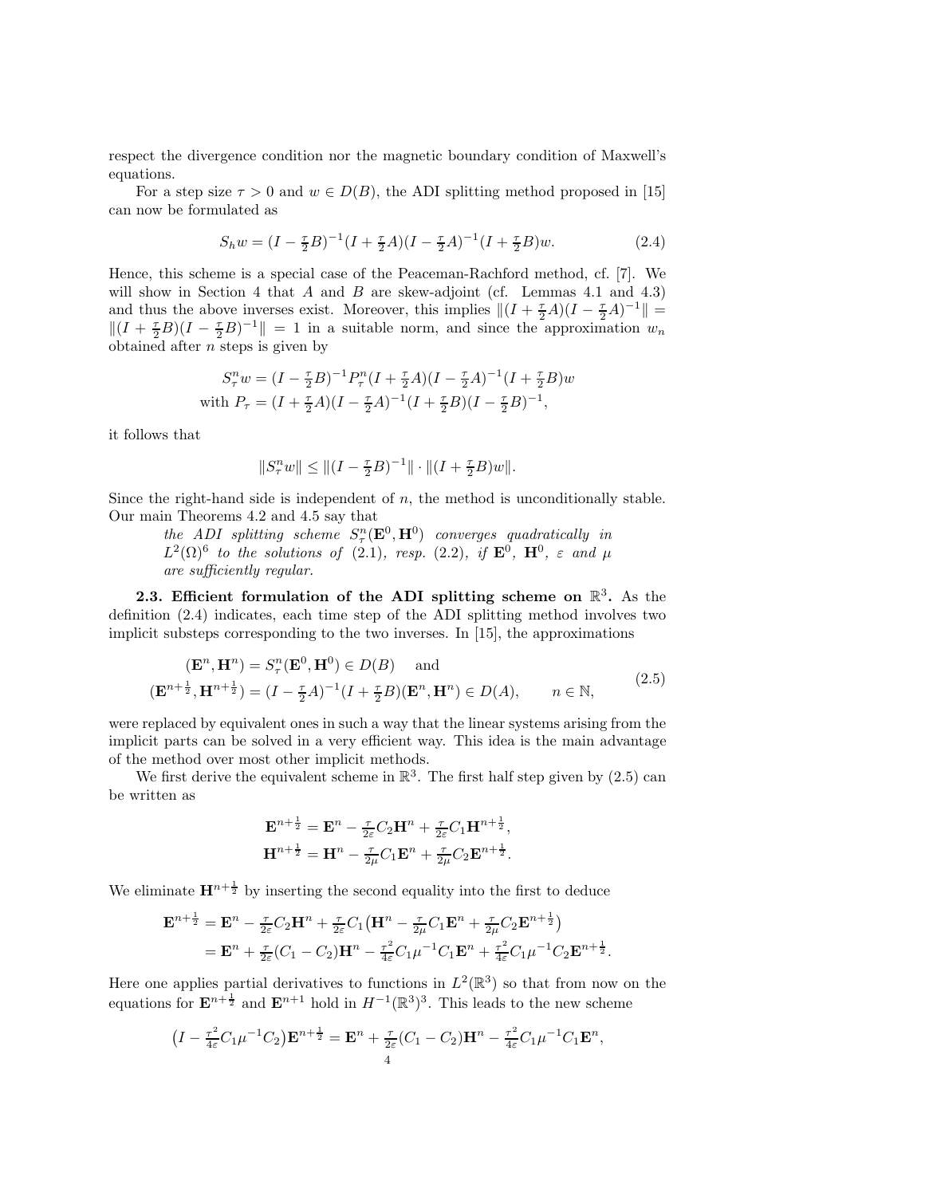respect the divergence condition nor the magnetic boundary condition of Maxwell's equations.

For a step size $\tau > 0$ and $w \in D(B)$, the ADI splitting method proposed in [15] can now be formulated as

$$S_h w = (I - \tfrac{\tau}{2}B)^{-1}(I + \tfrac{\tau}{2}A)(I - \tfrac{\tau}{2}A)^{-1}(I + \tfrac{\tau}{2}B)w. \tag{2.4}$$

Hence, this scheme is a special case of the Peaceman-Rachford method, cf. [7]. We will show in Section 4 that $A$ and $B$ are skew-adjoint (cf. Lemmas 4.1 and 4.3) and thus the above inverses exist. Moreover, this implies $\|(I + \frac{\tau}{2}A)(I - \frac{\tau}{2}A)^{-1}\| = \|(I + \frac{\tau}{2}B)(I - \frac{\tau}{2}B)^{-1}\| = 1$ in a suitable norm, and since the approximation $w_n$ obtained after $n$ steps is given by

$$\begin{aligned}
S_\tau^n w &= (I - \tfrac{\tau}{2}B)^{-1} P_\tau^n (I + \tfrac{\tau}{2}A)(I - \tfrac{\tau}{2}A)^{-1}(I + \tfrac{\tau}{2}B)w \\
\text{with } P_\tau &= (I + \tfrac{\tau}{2}A)(I - \tfrac{\tau}{2}A)^{-1}(I + \tfrac{\tau}{2}B)(I - \tfrac{\tau}{2}B)^{-1},
\end{aligned}$$

it follows that

$$\|S_\tau^n w\| \le \|(I - \tfrac{\tau}{2}B)^{-1}\| \cdot \|(I + \tfrac{\tau}{2}B)w\|.$$

Since the right-hand side is independent of $n$, the method is unconditionally stable. Our main Theorems 4.2 and 4.5 say that

> *the ADI splitting scheme $S_\tau^n(\mathbf{E}^0, \mathbf{H}^0)$ converges quadratically in $L^2(\Omega)^6$ to the solutions of (2.1), resp. (2.2), if $\mathbf{E}^0$, $\mathbf{H}^0$, $\varepsilon$ and $\mu$ are sufficiently regular.*

**2.3. Efficient formulation of the ADI splitting scheme on $\mathbb{R}^3$.** As the definition (2.4) indicates, each time step of the ADI splitting method involves two implicit substeps corresponding to the two inverses. In [15], the approximations

$$\begin{aligned}
(\mathbf{E}^n, \mathbf{H}^n) &= S_\tau^n(\mathbf{E}^0, \mathbf{H}^0) \in D(B) \quad \text{ and} \\
(\mathbf{E}^{n+\frac{1}{2}}, \mathbf{H}^{n+\frac{1}{2}}) &= (I - \tfrac{\tau}{2}A)^{-1}(I + \tfrac{\tau}{2}B)(\mathbf{E}^n, \mathbf{H}^n) \in D(A), \qquad n \in \mathbb{N},
\end{aligned} \tag{2.5}$$

were replaced by equivalent ones in such a way that the linear systems arising from the implicit parts can be solved in a very efficient way. This idea is the main advantage of the method over most other implicit methods.

We first derive the equivalent scheme in $\mathbb{R}^3$. The first half step given by (2.5) can be written as

$$\begin{aligned}
\mathbf{E}^{n+\frac{1}{2}} &= \mathbf{E}^n - \tfrac{\tau}{2\varepsilon} C_2 \mathbf{H}^n + \tfrac{\tau}{2\varepsilon} C_1 \mathbf{H}^{n+\frac{1}{2}}, \\
\mathbf{H}^{n+\frac{1}{2}} &= \mathbf{H}^n - \tfrac{\tau}{2\mu} C_1 \mathbf{E}^n + \tfrac{\tau}{2\mu} C_2 \mathbf{E}^{n+\frac{1}{2}}.
\end{aligned}$$

We eliminate $\mathbf{H}^{n+\frac{1}{2}}$ by inserting the second equality into the first to deduce

$$\begin{aligned}
\mathbf{E}^{n+\frac{1}{2}} &= \mathbf{E}^n - \tfrac{\tau}{2\varepsilon} C_2 \mathbf{H}^n + \tfrac{\tau}{2\varepsilon} C_1 \big(\mathbf{H}^n - \tfrac{\tau}{2\mu} C_1 \mathbf{E}^n + \tfrac{\tau}{2\mu} C_2 \mathbf{E}^{n+\frac{1}{2}}\big) \\
&= \mathbf{E}^n + \tfrac{\tau}{2\varepsilon}(C_1 - C_2)\mathbf{H}^n - \tfrac{\tau^2}{4\varepsilon} C_1 \mu^{-1} C_1 \mathbf{E}^n + \tfrac{\tau^2}{4\varepsilon} C_1 \mu^{-1} C_2 \mathbf{E}^{n+\frac{1}{2}}.
\end{aligned}$$

Here one applies partial derivatives to functions in $L^2(\mathbb{R}^3)$ so that from now on the equations for $\mathbf{E}^{n+\frac{1}{2}}$ and $\mathbf{E}^{n+1}$ hold in $H^{-1}(\mathbb{R}^3)^3$. This leads to the new scheme

$$\big(I - \tfrac{\tau^2}{4\varepsilon} C_1 \mu^{-1} C_2\big)\mathbf{E}^{n+\frac{1}{2}} = \mathbf{E}^n + \tfrac{\tau}{2\varepsilon}(C_1 - C_2)\mathbf{H}^n - \tfrac{\tau^2}{4\varepsilon} C_1 \mu^{-1} C_1 \mathbf{E}^n,$$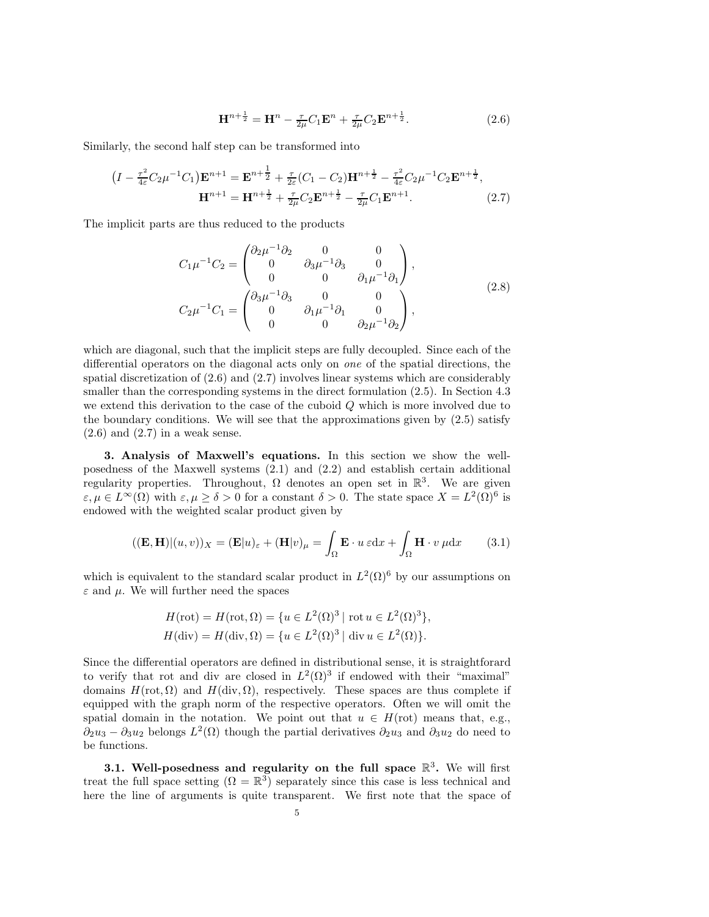$$\mathbf{H}^{n+\frac{1}{2}} = \mathbf{H}^n - \tfrac{\tau}{2\mu} C_1 \mathbf{E}^n + \tfrac{\tau}{2\mu} C_2 \mathbf{E}^{n+\frac{1}{2}}. \tag{2.6}$$

Similarly, the second half step can be transformed into

$$\begin{aligned} \left(I - \tfrac{\tau^2}{4\varepsilon} C_2 \mu^{-1} C_1\right)\mathbf{E}^{n+1} &= \mathbf{E}^{n+\frac{1}{2}} + \tfrac{\tau}{2\varepsilon}(C_1 - C_2)\mathbf{H}^{n+\frac{1}{2}} - \tfrac{\tau^2}{4\varepsilon} C_2 \mu^{-1} C_2 \mathbf{E}^{n+\frac{1}{2}}, \\ \mathbf{H}^{n+1} &= \mathbf{H}^{n+\frac{1}{2}} + \tfrac{\tau}{2\mu} C_2 \mathbf{E}^{n+\frac{1}{2}} - \tfrac{\tau}{2\mu} C_1 \mathbf{E}^{n+1}. \end{aligned} \tag{2.7}$$

The implicit parts are thus reduced to the products

$$\begin{aligned} C_1 \mu^{-1} C_2 &= \begin{pmatrix} \partial_2 \mu^{-1} \partial_2 & 0 & 0 \\ 0 & \partial_3 \mu^{-1} \partial_3 & 0 \\ 0 & 0 & \partial_1 \mu^{-1} \partial_1 \end{pmatrix}, \\ C_2 \mu^{-1} C_1 &= \begin{pmatrix} \partial_3 \mu^{-1} \partial_3 & 0 & 0 \\ 0 & \partial_1 \mu^{-1} \partial_1 & 0 \\ 0 & 0 & \partial_2 \mu^{-1} \partial_2 \end{pmatrix}, \end{aligned} \tag{2.8}$$

which are diagonal, such that the implicit steps are fully decoupled. Since each of the differential operators on the diagonal acts only on *one* of the spatial directions, the spatial discretization of (2.6) and (2.7) involves linear systems which are considerably smaller than the corresponding systems in the direct formulation (2.5). In Section 4.3 we extend this derivation to the case of the cuboid $Q$ which is more involved due to the boundary conditions. We will see that the approximations given by (2.5) satisfy (2.6) and (2.7) in a weak sense.

**3. Analysis of Maxwell's equations.** In this section we show the well-posedness of the Maxwell systems (2.1) and (2.2) and establish certain additional regularity properties. Throughout, $\Omega$ denotes an open set in $\mathbb{R}^3$. We are given $\varepsilon, \mu \in L^\infty(\Omega)$ with $\varepsilon, \mu \geq \delta > 0$ for a constant $\delta > 0$. The state space $X = L^2(\Omega)^6$ is endowed with the weighted scalar product given by

$$((\mathbf{E}, \mathbf{H}) | (u, v))_X = (\mathbf{E}|u)_\varepsilon + (\mathbf{H}|v)_\mu = \int_\Omega \mathbf{E} \cdot u \, \varepsilon \mathrm{d}x + \int_\Omega \mathbf{H} \cdot v \, \mu \mathrm{d}x \tag{3.1}$$

which is equivalent to the standard scalar product in $L^2(\Omega)^6$ by our assumptions on $\varepsilon$ and $\mu$. We will further need the spaces

$$\begin{aligned} H(\mathrm{rot}) = H(\mathrm{rot}, \Omega) &= \{u \in L^2(\Omega)^3 \mid \mathrm{rot}\, u \in L^2(\Omega)^3\}, \\ H(\mathrm{div}) = H(\mathrm{div}, \Omega) &= \{u \in L^2(\Omega)^3 \mid \mathrm{div}\, u \in L^2(\Omega)\}. \end{aligned}$$

Since the differential operators are defined in distributional sense, it is straightforard to verify that rot and div are closed in $L^2(\Omega)^3$ if endowed with their "maximal" domains $H(\mathrm{rot}, \Omega)$ and $H(\mathrm{div}, \Omega)$, respectively. These spaces are thus complete if equipped with the graph norm of the respective operators. Often we will omit the spatial domain in the notation. We point out that $u \in H(\mathrm{rot})$ means that, e.g., $\partial_2 u_3 - \partial_3 u_2$ belongs $L^2(\Omega)$ though the partial derivatives $\partial_2 u_3$ and $\partial_3 u_2$ do need to be functions.

**3.1. Well-posedness and regularity on the full space $\mathbb{R}^3$.** We will first treat the full space setting ($\Omega = \mathbb{R}^3$) separately since this case is less technical and here the line of arguments is quite transparent. We first note that the space of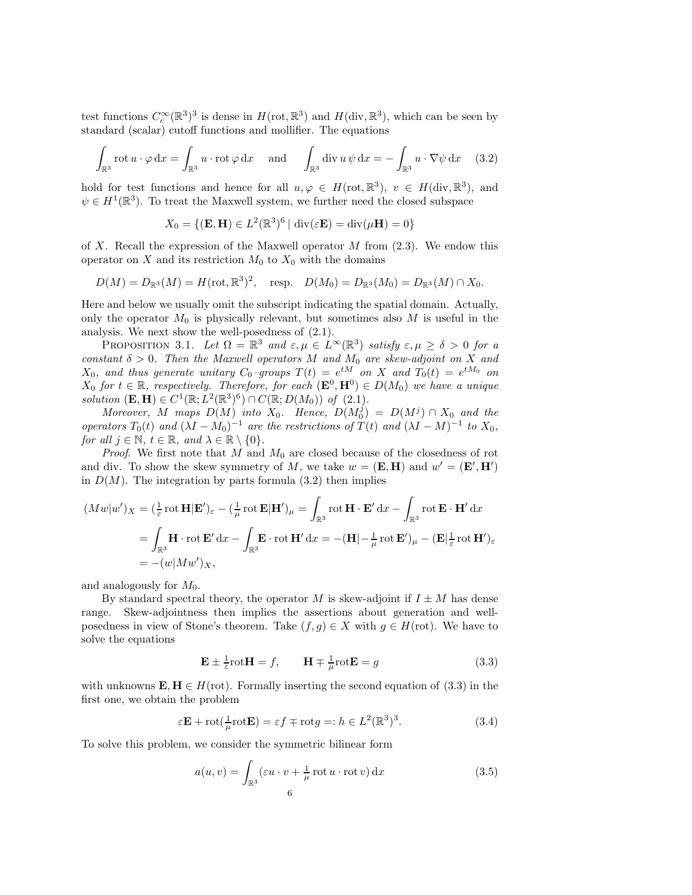test functions $C_c^\infty(\mathbb{R}^3)^3$ is dense in $H(\mathrm{rot}, \mathbb{R}^3)$ and $H(\mathrm{div}, \mathbb{R}^3)$, which can be seen by standard (scalar) cutoff functions and mollifier. The equations

$$\int_{\mathbb{R}^3} \mathrm{rot}\, u \cdot \varphi \,\mathrm{d}x = \int_{\mathbb{R}^3} u \cdot \mathrm{rot}\, \varphi \,\mathrm{d}x \quad \text{ and } \quad \int_{\mathbb{R}^3} \mathrm{div}\, u \, \psi \,\mathrm{d}x = -\int_{\mathbb{R}^3} u \cdot \nabla \psi \,\mathrm{d}x \tag{3.2}$$

hold for test functions and hence for all $u, \varphi \in H(\mathrm{rot}, \mathbb{R}^3)$, $v \in H(\mathrm{div}, \mathbb{R}^3)$, and $\psi \in H^1(\mathbb{R}^3)$. To treat the Maxwell system, we further need the closed subspace

$$X_0 = \{(\mathbf{E}, \mathbf{H}) \in L^2(\mathbb{R}^3)^6 \mid \mathrm{div}(\varepsilon \mathbf{E}) = \mathrm{div}(\mu \mathbf{H}) = 0\}$$

of $X$. Recall the expression of the Maxwell operator $M$ from (2.3). We endow this operator on $X$ and its restriction $M_0$ to $X_0$ with the domains

$$D(M) = D_{\mathbb{R}^3}(M) = H(\mathrm{rot}, \mathbb{R}^3)^2, \quad \text{resp.} \quad D(M_0) = D_{\mathbb{R}^3}(M_0) = D_{\mathbb{R}^3}(M) \cap X_0.$$

Here and below we usually omit the subscript indicating the spatial domain. Actually, only the operator $M_0$ is physically relevant, but sometimes also $M$ is useful in the analysis. We next show the well-posedness of (2.1).

Proposition 3.1. *Let $\Omega = \mathbb{R}^3$ and $\varepsilon, \mu \in L^\infty(\mathbb{R}^3)$ satisfy $\varepsilon, \mu \geq \delta > 0$ for a constant $\delta > 0$. Then the Maxwell operators $M$ and $M_0$ are skew-adjoint on $X$ and $X_0$, and thus generate unitary $C_0$–groups $T(t) = e^{tM}$ on $X$ and $T_0(t) = e^{tM_0}$ on $X_0$ for $t \in \mathbb{R}$, respectively. Therefore, for each $(\mathbf{E}^0, \mathbf{H}^0) \in D(M_0)$ we have a unique solution $(\mathbf{E}, \mathbf{H}) \in C^1(\mathbb{R}; L^2(\mathbb{R}^3)^6) \cap C(\mathbb{R}; D(M_0))$ of (2.1).*

*Moreover, $M$ maps $D(M)$ into $X_0$. Hence, $D(M_0^j) = D(M^j) \cap X_0$ and the operators $T_0(t)$ and $(\lambda I - M_0)^{-1}$ are the restrictions of $T(t)$ and $(\lambda I - M)^{-1}$ to $X_0$, for all $j \in \mathbb{N}$, $t \in \mathbb{R}$, and $\lambda \in \mathbb{R} \setminus \{0\}$.*

*Proof.* We first note that $M$ and $M_0$ are closed because of the closedness of rot and div. To show the skew symmetry of $M$, we take $w = (\mathbf{E}, \mathbf{H})$ and $w' = (\mathbf{E}', \mathbf{H}')$ in $D(M)$. The integration by parts formula (3.2) then implies

$$\begin{aligned}
(Mw|w')_X &= (\tfrac{1}{\varepsilon}\,\mathrm{rot}\,\mathbf{H}|\mathbf{E}')_\varepsilon - (\tfrac{1}{\mu}\,\mathrm{rot}\,\mathbf{E}|\mathbf{H}')_\mu = \int_{\mathbb{R}^3} \mathrm{rot}\,\mathbf{H} \cdot \mathbf{E}' \,\mathrm{d}x - \int_{\mathbb{R}^3} \mathrm{rot}\,\mathbf{E} \cdot \mathbf{H}' \,\mathrm{d}x \\
&= \int_{\mathbb{R}^3} \mathbf{H} \cdot \mathrm{rot}\,\mathbf{E}' \,\mathrm{d}x - \int_{\mathbb{R}^3} \mathbf{E} \cdot \mathrm{rot}\,\mathbf{H}' \,\mathrm{d}x = -(\mathbf{H}| -\tfrac{1}{\mu}\,\mathrm{rot}\,\mathbf{E}')_\mu - (\mathbf{E}|\tfrac{1}{\varepsilon}\,\mathrm{rot}\,\mathbf{H}')_\varepsilon \\
&= -(w|Mw')_X,
\end{aligned}$$

and analogously for $M_0$.

By standard spectral theory, the operator $M$ is skew-adjoint if $I \pm M$ has dense range. Skew-adjointness then implies the assertions about generation and well-posedness in view of Stone's theorem. Take $(f, g) \in X$ with $g \in H(\mathrm{rot})$. We have to solve the equations

$$\mathbf{E} \pm \tfrac{1}{\varepsilon}\mathrm{rot}\mathbf{H} = f, \qquad \mathbf{H} \mp \tfrac{1}{\mu}\mathrm{rot}\mathbf{E} = g \tag{3.3}$$

with unknowns $\mathbf{E}, \mathbf{H} \in H(\mathrm{rot})$. Formally inserting the second equation of (3.3) in the first one, we obtain the problem

$$\varepsilon \mathbf{E} + \mathrm{rot}(\tfrac{1}{\mu}\mathrm{rot}\mathbf{E}) = \varepsilon f \mp \mathrm{rot} g =: h \in L^2(\mathbb{R}^3)^3. \tag{3.4}$$

To solve this problem, we consider the symmetric bilinear form

$$a(u, v) = \int_{\mathbb{R}^3} (\varepsilon u \cdot v + \tfrac{1}{\mu}\,\mathrm{rot}\, u \cdot \mathrm{rot}\, v) \,\mathrm{d}x \tag{3.5}$$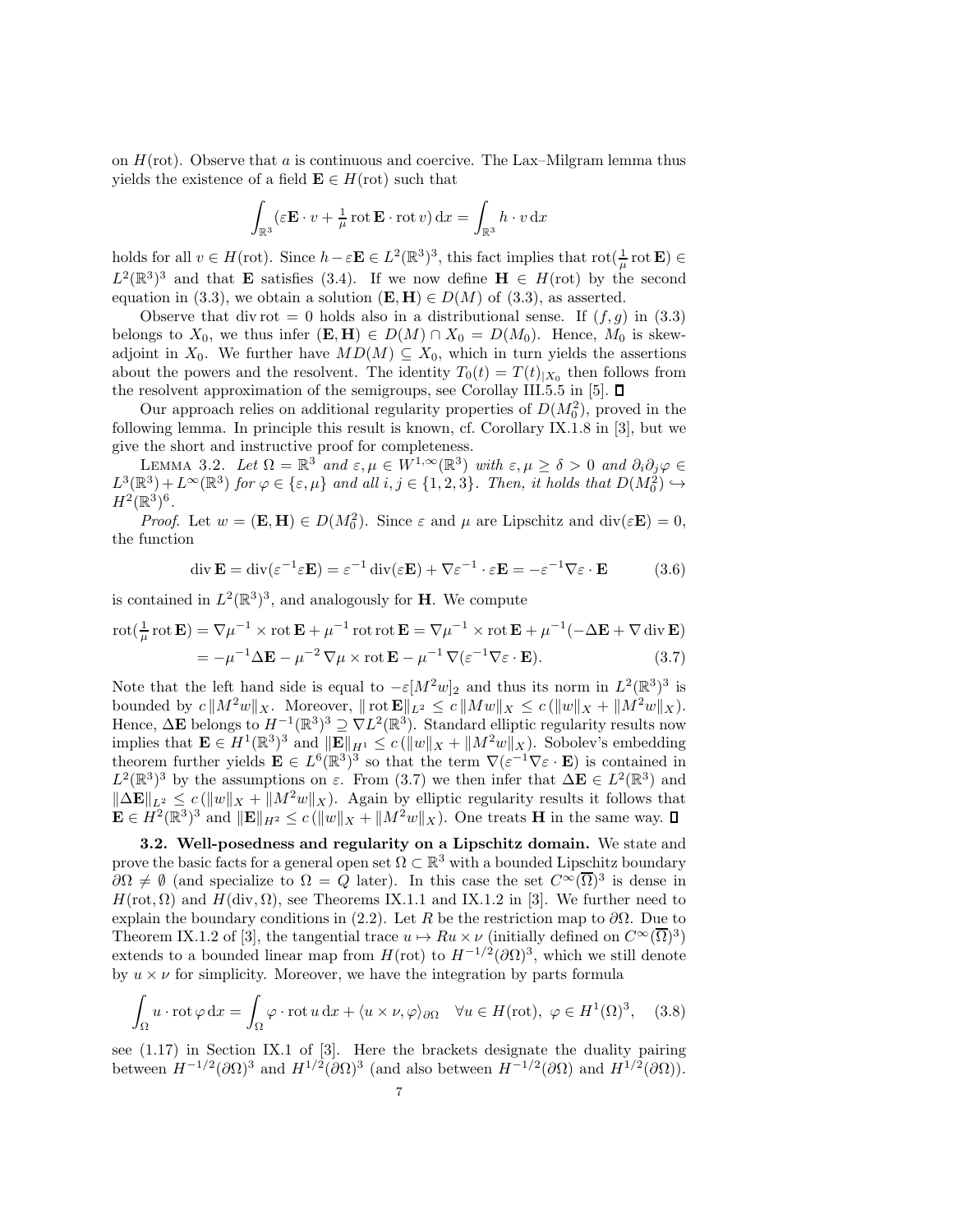on $H(\mathrm{rot})$. Observe that $a$ is continuous and coercive. The Lax–Milgram lemma thus yields the existence of a field $\mathbf{E} \in H(\mathrm{rot})$ such that

$$\int_{\mathbb{R}^3} (\varepsilon \mathbf{E} \cdot v + \tfrac{1}{\mu} \operatorname{rot} \mathbf{E} \cdot \operatorname{rot} v) \, \mathrm{d}x = \int_{\mathbb{R}^3} h \cdot v \, \mathrm{d}x$$

holds for all $v \in H(\mathrm{rot})$. Since $h - \varepsilon \mathbf{E} \in L^2(\mathbb{R}^3)^3$, this fact implies that $\operatorname{rot}(\frac{1}{\mu} \operatorname{rot} \mathbf{E}) \in L^2(\mathbb{R}^3)^3$ and that $\mathbf{E}$ satisfies (3.4). If we now define $\mathbf{H} \in H(\mathrm{rot})$ by the second equation in (3.3), we obtain a solution $(\mathbf{E}, \mathbf{H}) \in D(M)$ of (3.3), as asserted.

Observe that $\operatorname{div} \operatorname{rot} = 0$ holds also in a distributional sense. If $(f, g)$ in (3.3) belongs to $X_0$, we thus infer $(\mathbf{E}, \mathbf{H}) \in D(M) \cap X_0 = D(M_0)$. Hence, $M_0$ is skew-adjoint in $X_0$. We further have $MD(M) \subseteq X_0$, which in turn yields the assertions about the powers and the resolvent. The identity $T_0(t) = T(t)_{|X_0}$ then follows from the resolvent approximation of the semigroups, see Corollay III.5.5 in [5]. ∎

Our approach relies on additional regularity properties of $D(M_0^2)$, proved in the following lemma. In principle this result is known, cf. Corollary IX.1.8 in [3], but we give the short and instructive proof for completeness.

Lemma 3.2. *Let $\Omega = \mathbb{R}^3$ and $\varepsilon, \mu \in W^{1,\infty}(\mathbb{R}^3)$ with $\varepsilon, \mu \geq \delta > 0$ and $\partial_i \partial_j \varphi \in L^3(\mathbb{R}^3) + L^\infty(\mathbb{R}^3)$ for $\varphi \in \{\varepsilon, \mu\}$ and all $i, j \in \{1, 2, 3\}$. Then, it holds that $D(M_0^2) \hookrightarrow H^2(\mathbb{R}^3)^6$.*

*Proof.* Let $w = (\mathbf{E}, \mathbf{H}) \in D(M_0^2)$. Since $\varepsilon$ and $\mu$ are Lipschitz and $\operatorname{div}(\varepsilon \mathbf{E}) = 0$, the function

$$\operatorname{div} \mathbf{E} = \operatorname{div}(\varepsilon^{-1} \varepsilon \mathbf{E}) = \varepsilon^{-1} \operatorname{div}(\varepsilon \mathbf{E}) + \nabla \varepsilon^{-1} \cdot \varepsilon \mathbf{E} = -\varepsilon^{-1} \nabla \varepsilon \cdot \mathbf{E} \tag{3.6}$$

is contained in $L^2(\mathbb{R}^3)^3$, and analogously for $\mathbf{H}$. We compute

$$\begin{aligned}
\operatorname{rot}(\tfrac{1}{\mu} \operatorname{rot} \mathbf{E}) &= \nabla \mu^{-1} \times \operatorname{rot} \mathbf{E} + \mu^{-1} \operatorname{rot} \operatorname{rot} \mathbf{E} = \nabla \mu^{-1} \times \operatorname{rot} \mathbf{E} + \mu^{-1}(-\Delta \mathbf{E} + \nabla \operatorname{div} \mathbf{E}) \\
&= -\mu^{-1} \Delta \mathbf{E} - \mu^{-2} \nabla \mu \times \operatorname{rot} \mathbf{E} - \mu^{-1} \nabla(\varepsilon^{-1} \nabla \varepsilon \cdot \mathbf{E}).
\end{aligned} \tag{3.7}$$

Note that the left hand side is equal to $-\varepsilon [M^2 w]_2$ and thus its norm in $L^2(\mathbb{R}^3)^3$ is bounded by $c \|M^2 w\|_X$. Moreover, $\|\operatorname{rot} \mathbf{E}\|_{L^2} \leq c \|M w\|_X \leq c (\|w\|_X + \|M^2 w\|_X)$. Hence, $\Delta \mathbf{E}$ belongs to $H^{-1}(\mathbb{R}^3)^3 \supseteq \nabla L^2(\mathbb{R}^3)$. Standard elliptic regularity results now implies that $\mathbf{E} \in H^1(\mathbb{R}^3)^3$ and $\|\mathbf{E}\|_{H^1} \leq c (\|w\|_X + \|M^2 w\|_X)$. Sobolev's embedding theorem further yields $\mathbf{E} \in L^6(\mathbb{R}^3)^3$ so that the term $\nabla(\varepsilon^{-1} \nabla \varepsilon \cdot \mathbf{E})$ is contained in $L^2(\mathbb{R}^3)^3$ by the assumptions on $\varepsilon$. From (3.7) we then infer that $\Delta \mathbf{E} \in L^2(\mathbb{R}^3)$ and $\|\Delta \mathbf{E}\|_{L^2} \leq c (\|w\|_X + \|M^2 w\|_X)$. Again by elliptic regularity results it follows that $\mathbf{E} \in H^2(\mathbb{R}^3)^3$ and $\|\mathbf{E}\|_{H^2} \leq c (\|w\|_X + \|M^2 w\|_X)$. One treats $\mathbf{H}$ in the same way. ∎

### 3.2. Well-posedness and regularity on a Lipschitz domain.

We state and prove the basic facts for a general open set $\Omega \subset \mathbb{R}^3$ with a bounded Lipschitz boundary $\partial \Omega \neq \emptyset$ (and specialize to $\Omega = Q$ later). In this case the set $C^\infty(\overline{\Omega})^3$ is dense in $H(\mathrm{rot}, \Omega)$ and $H(\mathrm{div}, \Omega)$, see Theorems IX.1.1 and IX.1.2 in [3]. We further need to explain the boundary conditions in (2.2). Let $R$ be the restriction map to $\partial \Omega$. Due to Theorem IX.1.2 of [3], the tangential trace $u \mapsto Ru \times \nu$ (initially defined on $C^\infty(\overline{\Omega})^3$) extends to a bounded linear map from $H(\mathrm{rot})$ to $H^{-1/2}(\partial \Omega)^3$, which we still denote by $u \times \nu$ for simplicity. Moreover, we have the integration by parts formula

$$\int_\Omega u \cdot \operatorname{rot} \varphi \, \mathrm{d}x = \int_\Omega \varphi \cdot \operatorname{rot} u \, \mathrm{d}x + \langle u \times \nu, \varphi \rangle_{\partial \Omega} \quad \forall u \in H(\mathrm{rot}), \ \varphi \in H^1(\Omega)^3, \tag{3.8}$$

see (1.17) in Section IX.1 of [3]. Here the brackets designate the duality pairing between $H^{-1/2}(\partial \Omega)^3$ and $H^{1/2}(\partial \Omega)^3$ (and also between $H^{-1/2}(\partial \Omega)$ and $H^{1/2}(\partial \Omega)$).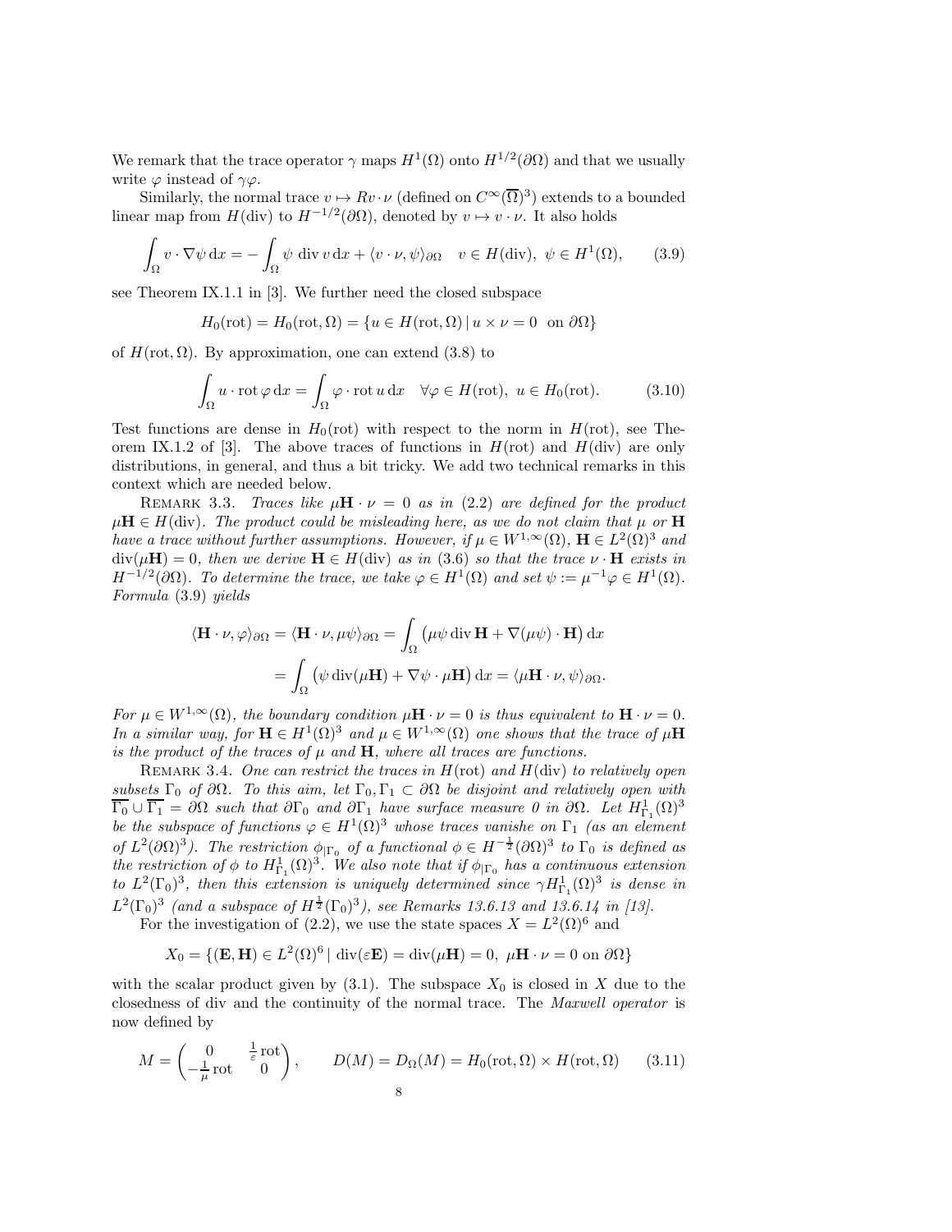We remark that the trace operator $\gamma$ maps $H^1(\Omega)$ onto $H^{1/2}(\partial\Omega)$ and that we usually write $\varphi$ instead of $\gamma\varphi$.

Similarly, the normal trace $v \mapsto Rv \cdot \nu$ (defined on $C^\infty(\overline{\Omega})^3$) extends to a bounded linear map from $H(\mathrm{div})$ to $H^{-1/2}(\partial\Omega)$, denoted by $v \mapsto v \cdot \nu$. It also holds

$$\int_\Omega v \cdot \nabla\psi \,\mathrm{d}x = -\int_\Omega \psi \,\operatorname{div} v \,\mathrm{d}x + \langle v \cdot \nu, \psi\rangle_{\partial\Omega} \quad v \in H(\mathrm{div}),\ \psi \in H^1(\Omega), \tag{3.9}$$

see Theorem IX.1.1 in [3]. We further need the closed subspace

$$H_0(\mathrm{rot}) = H_0(\mathrm{rot}, \Omega) = \{u \in H(\mathrm{rot}, \Omega) \,|\, u \times \nu = 0 \ \text{ on } \partial\Omega\}$$

of $H(\mathrm{rot}, \Omega)$. By approximation, one can extend (3.8) to

$$\int_\Omega u \cdot \operatorname{rot}\varphi \,\mathrm{d}x = \int_\Omega \varphi \cdot \operatorname{rot} u \,\mathrm{d}x \quad \forall \varphi \in H(\mathrm{rot}),\ u \in H_0(\mathrm{rot}). \tag{3.10}$$

Test functions are dense in $H_0(\mathrm{rot})$ with respect to the norm in $H(\mathrm{rot})$, see Theorem IX.1.2 of [3]. The above traces of functions in $H(\mathrm{rot})$ and $H(\mathrm{div})$ are only distributions, in general, and thus a bit tricky. We add two technical remarks in this context which are needed below.

Remark 3.3. *Traces like $\mu\mathbf{H} \cdot \nu = 0$ as in (2.2) are defined for the product $\mu\mathbf{H} \in H(\mathrm{div})$. The product could be misleading here, as we do not claim that $\mu$ or $\mathbf{H}$ have a trace without further assumptions. However, if $\mu \in W^{1,\infty}(\Omega)$, $\mathbf{H} \in L^2(\Omega)^3$ and $\operatorname{div}(\mu\mathbf{H}) = 0$, then we derive $\mathbf{H} \in H(\mathrm{div})$ as in (3.6) so that the trace $\nu \cdot \mathbf{H}$ exists in $H^{-1/2}(\partial\Omega)$. To determine the trace, we take $\varphi \in H^1(\Omega)$ and set $\psi := \mu^{-1}\varphi \in H^1(\Omega)$. Formula (3.9) yields*

$$\begin{aligned}\langle \mathbf{H} \cdot \nu, \varphi\rangle_{\partial\Omega} = \langle \mathbf{H} \cdot \nu, \mu\psi\rangle_{\partial\Omega} &= \int_\Omega \big(\mu\psi \operatorname{div}\mathbf{H} + \nabla(\mu\psi) \cdot \mathbf{H}\big)\,\mathrm{d}x \\ &= \int_\Omega \big(\psi \operatorname{div}(\mu\mathbf{H}) + \nabla\psi \cdot \mu\mathbf{H}\big)\,\mathrm{d}x = \langle \mu\mathbf{H} \cdot \nu, \psi\rangle_{\partial\Omega}.\end{aligned}$$

*For $\mu \in W^{1,\infty}(\Omega)$, the boundary condition $\mu\mathbf{H} \cdot \nu = 0$ is thus equivalent to $\mathbf{H} \cdot \nu = 0$. In a similar way, for $\mathbf{H} \in H^1(\Omega)^3$ and $\mu \in W^{1,\infty}(\Omega)$ one shows that the trace of $\mu\mathbf{H}$ is the product of the traces of $\mu$ and $\mathbf{H}$, where all traces are functions.*

Remark 3.4. *One can restrict the traces in $H(\mathrm{rot})$ and $H(\mathrm{div})$ to relatively open subsets $\Gamma_0$ of $\partial\Omega$. To this aim, let $\Gamma_0, \Gamma_1 \subset \partial\Omega$ be disjoint and relatively open with $\overline{\Gamma_0} \cup \overline{\Gamma_1} = \partial\Omega$ such that $\partial\Gamma_0$ and $\partial\Gamma_1$ have surface measure 0 in $\partial\Omega$. Let $H^1_{\Gamma_1}(\Omega)^3$ be the subspace of functions $\varphi \in H^1(\Omega)^3$ whose traces vanishe on $\Gamma_1$ (as an element of $L^2(\partial\Omega)^3$). The restriction $\phi_{|\Gamma_0}$ of a functional $\phi \in H^{-\frac{1}{2}}(\partial\Omega)^3$ to $\Gamma_0$ is defined as the restriction of $\phi$ to $H^1_{\Gamma_1}(\Omega)^3$. We also note that if $\phi_{|\Gamma_0}$ has a continuous extension to $L^2(\Gamma_0)^3$, then this extension is uniquely determined since $\gamma H^1_{\Gamma_1}(\Omega)^3$ is dense in $L^2(\Gamma_0)^3$ (and a subspace of $H^{\frac{1}{2}}(\Gamma_0)^3$), see Remarks 13.6.13 and 13.6.14 in [13].*

For the investigation of (2.2), we use the state spaces $X = L^2(\Omega)^6$ and

$$X_0 = \{(\mathbf{E}, \mathbf{H}) \in L^2(\Omega)^6 \,|\, \operatorname{div}(\varepsilon\mathbf{E}) = \operatorname{div}(\mu\mathbf{H}) = 0,\ \mu\mathbf{H} \cdot \nu = 0 \text{ on } \partial\Omega\}$$

with the scalar product given by (3.1). The subspace $X_0$ is closed in $X$ due to the closedness of div and the continuity of the normal trace. The *Maxwell operator* is now defined by

$$M = \begin{pmatrix} 0 & \frac{1}{\varepsilon}\operatorname{rot} \\ -\frac{1}{\mu}\operatorname{rot} & 0 \end{pmatrix}, \qquad D(M) = D_\Omega(M) = H_0(\mathrm{rot}, \Omega) \times H(\mathrm{rot}, \Omega) \tag{3.11}$$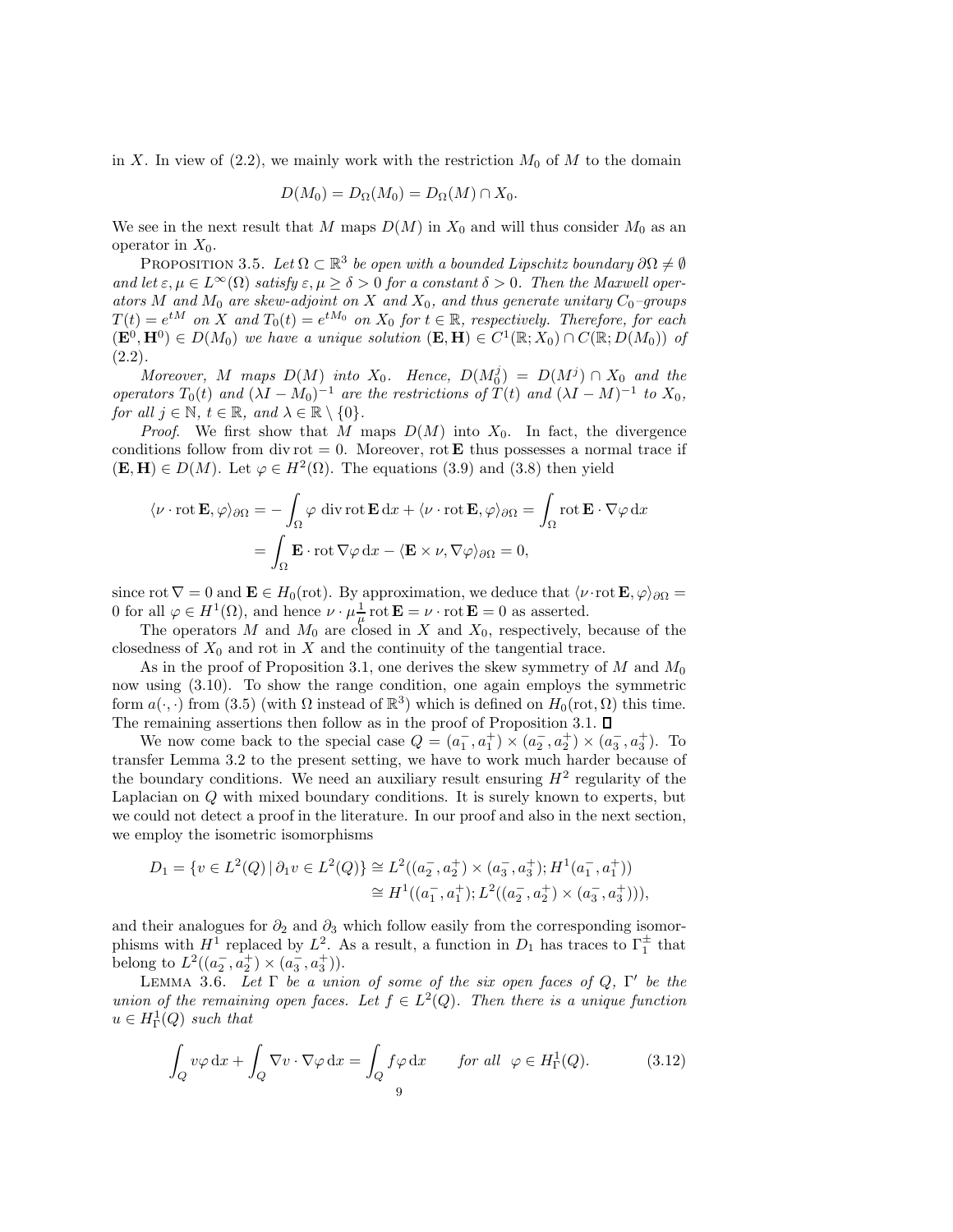in $X$. In view of (2.2), we mainly work with the restriction $M_0$ of $M$ to the domain

$$D(M_0) = D_\Omega(M_0) = D_\Omega(M) \cap X_0.$$

We see in the next result that $M$ maps $D(M)$ in $X_0$ and will thus consider $M_0$ as an operator in $X_0$.

Proposition 3.5. *Let $\Omega \subset \mathbb{R}^3$ be open with a bounded Lipschitz boundary $\partial\Omega \neq \emptyset$ and let $\varepsilon, \mu \in L^\infty(\Omega)$ satisfy $\varepsilon, \mu \geq \delta > 0$ for a constant $\delta > 0$. Then the Maxwell operators $M$ and $M_0$ are skew-adjoint on $X$ and $X_0$, and thus generate unitary $C_0$–groups $T(t) = e^{tM}$ on $X$ and $T_0(t) = e^{tM_0}$ on $X_0$ for $t \in \mathbb{R}$, respectively. Therefore, for each $(\mathbf{E}^0, \mathbf{H}^0) \in D(M_0)$ we have a unique solution $(\mathbf{E}, \mathbf{H}) \in C^1(\mathbb{R}; X_0) \cap C(\mathbb{R}; D(M_0))$ of (2.2).*

*Moreover, $M$ maps $D(M)$ into $X_0$. Hence, $D(M_0^j) = D(M^j) \cap X_0$ and the operators $T_0(t)$ and $(\lambda I - M_0)^{-1}$ are the restrictions of $T(t)$ and $(\lambda I - M)^{-1}$ to $X_0$, for all $j \in \mathbb{N}$, $t \in \mathbb{R}$, and $\lambda \in \mathbb{R} \setminus \{0\}$.*

*Proof.* We first show that $M$ maps $D(M)$ into $X_0$. In fact, the divergence conditions follow from $\operatorname{div}\operatorname{rot} = 0$. Moreover, $\operatorname{rot}\mathbf{E}$ thus possesses a normal trace if $(\mathbf{E}, \mathbf{H}) \in D(M)$. Let $\varphi \in H^2(\Omega)$. The equations (3.9) and (3.8) then yield

$$\begin{aligned}
\langle \nu \cdot \operatorname{rot}\mathbf{E}, \varphi\rangle_{\partial\Omega} &= -\int_\Omega \varphi \operatorname{div}\operatorname{rot}\mathbf{E}\,\mathrm{d}x + \langle \nu \cdot \operatorname{rot}\mathbf{E}, \varphi\rangle_{\partial\Omega} = \int_\Omega \operatorname{rot}\mathbf{E}\cdot\nabla\varphi\,\mathrm{d}x \\
&= \int_\Omega \mathbf{E}\cdot\operatorname{rot}\nabla\varphi\,\mathrm{d}x - \langle \mathbf{E}\times\nu, \nabla\varphi\rangle_{\partial\Omega} = 0,
\end{aligned}$$

since $\operatorname{rot}\nabla = 0$ and $\mathbf{E} \in H_0(\operatorname{rot})$. By approximation, we deduce that $\langle \nu\cdot\operatorname{rot}\mathbf{E}, \varphi\rangle_{\partial\Omega} = 0$ for all $\varphi \in H^1(\Omega)$, and hence $\nu \cdot \mu\frac{1}{\mu}\operatorname{rot}\mathbf{E} = \nu\cdot\operatorname{rot}\mathbf{E} = 0$ as asserted.

The operators $M$ and $M_0$ are closed in $X$ and $X_0$, respectively, because of the closedness of $X_0$ and rot in $X$ and the continuity of the tangential trace.

As in the proof of Proposition 3.1, one derives the skew symmetry of $M$ and $M_0$ now using (3.10). To show the range condition, one again employs the symmetric form $a(\cdot,\cdot)$ from (3.5) (with $\Omega$ instead of $\mathbb{R}^3$) which is defined on $H_0(\operatorname{rot}, \Omega)$ this time. The remaining assertions then follow as in the proof of Proposition 3.1. ∎

We now come back to the special case $Q = (a_1^-, a_1^+) \times (a_2^-, a_2^+) \times (a_3^-, a_3^+)$. To transfer Lemma 3.2 to the present setting, we have to work much harder because of the boundary conditions. We need an auxiliary result ensuring $H^2$ regularity of the Laplacian on $Q$ with mixed boundary conditions. It is surely known to experts, but we could not detect a proof in the literature. In our proof and also in the next section, we employ the isometric isomorphisms

$$\begin{aligned}
D_1 = \{v \in L^2(Q) \,|\, \partial_1 v \in L^2(Q)\} &\cong L^2((a_2^-, a_2^+) \times (a_3^-, a_3^+); H^1(a_1^-, a_1^+)) \\
&\cong H^1((a_1^-, a_1^+); L^2((a_2^-, a_2^+) \times (a_3^-, a_3^+))),
\end{aligned}$$

and their analogues for $\partial_2$ and $\partial_3$ which follow easily from the corresponding isomorphisms with $H^1$ replaced by $L^2$. As a result, a function in $D_1$ has traces to $\Gamma_1^\pm$ that belong to $L^2((a_2^-, a_2^+) \times (a_3^-, a_3^+))$.

Lemma 3.6. *Let $\Gamma$ be a union of some of the six open faces of $Q$, $\Gamma'$ be the union of the remaining open faces. Let $f \in L^2(Q)$. Then there is a unique function $u \in H^1_\Gamma(Q)$ such that*

$$\int_Q v\varphi\,\mathrm{d}x + \int_Q \nabla v\cdot\nabla\varphi\,\mathrm{d}x = \int_Q f\varphi\,\mathrm{d}x \qquad \text{for all } \varphi \in H^1_\Gamma(Q). \tag{3.12}$$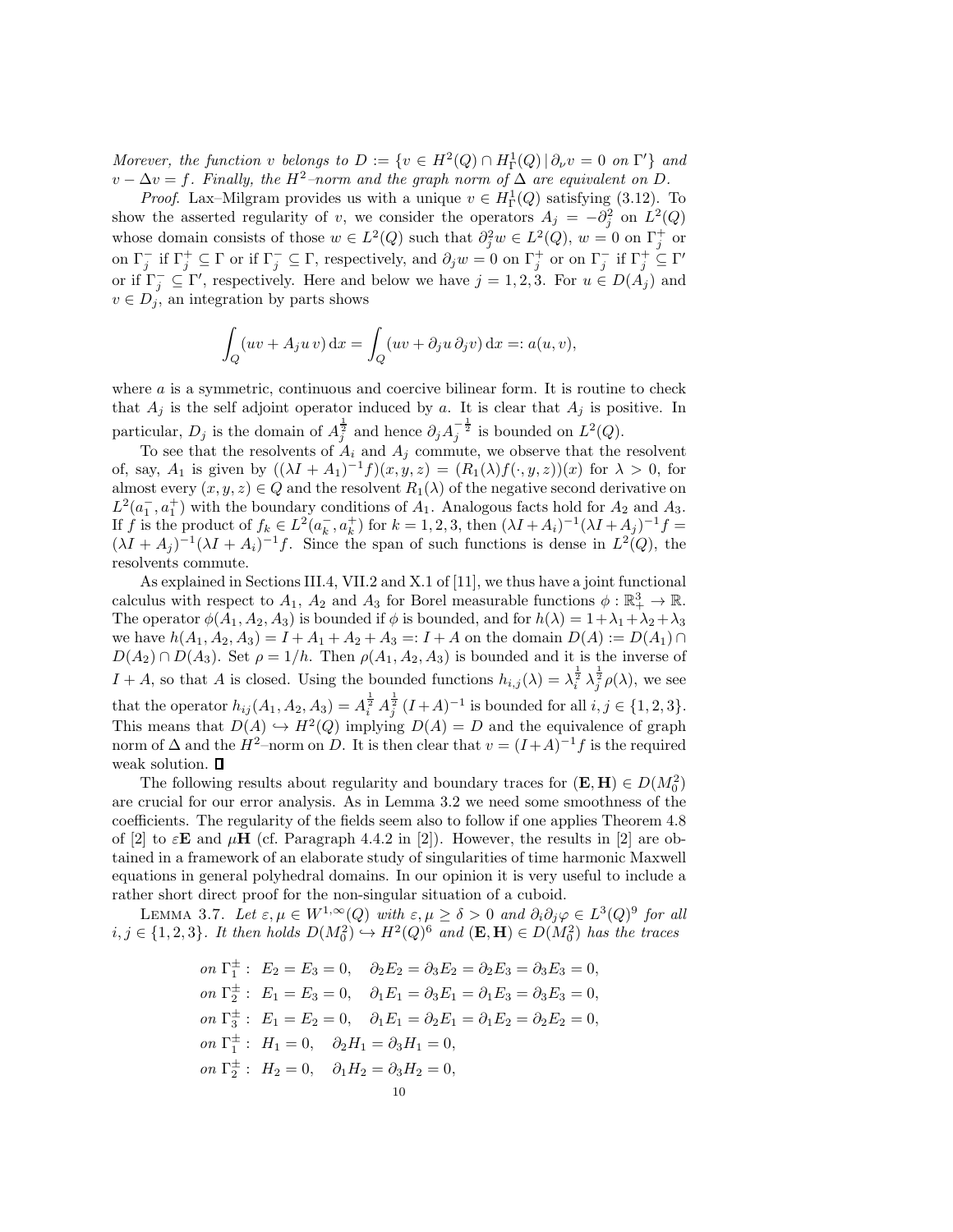*Morever, the function $v$ belongs to $D := \{v \in H^2(Q) \cap H^1_\Gamma(Q) \,|\, \partial_\nu v = 0$ on $\Gamma'\}$ and $v - \Delta v = f$. Finally, the $H^2$–norm and the graph norm of $\Delta$ are equivalent on $D$.*

*Proof.* Lax–Milgram provides us with a unique $v \in H^1_\Gamma(Q)$ satisfying (3.12). To show the asserted regularity of $v$, we consider the operators $A_j = -\partial_j^2$ on $L^2(Q)$ whose domain consists of those $w \in L^2(Q)$ such that $\partial_j^2 w \in L^2(Q)$, $w = 0$ on $\Gamma_j^+$ or on $\Gamma_j^-$ if $\Gamma_j^+ \subseteq \Gamma$ or if $\Gamma_j^- \subseteq \Gamma$, respectively, and $\partial_j w = 0$ on $\Gamma_j^+$ or on $\Gamma_j^-$ if $\Gamma_j^+ \subseteq \Gamma'$ or if $\Gamma_j^- \subseteq \Gamma'$, respectively. Here and below we have $j = 1, 2, 3$. For $u \in D(A_j)$ and $v \in D_j$, an integration by parts shows

$$\int_Q (uv + A_j u\, v)\,\mathrm{d}x = \int_Q (uv + \partial_j u\, \partial_j v)\,\mathrm{d}x =: a(u, v),$$

where $a$ is a symmetric, continuous and coercive bilinear form. It is routine to check that $A_j$ is the self adjoint operator induced by $a$. It is clear that $A_j$ is positive. In particular, $D_j$ is the domain of $A_j^{\frac{1}{2}}$ and hence $\partial_j A_j^{-\frac{1}{2}}$ is bounded on $L^2(Q)$.

To see that the resolvents of $A_i$ and $A_j$ commute, we observe that the resolvent of, say, $A_1$ is given by $((\lambda I + A_1)^{-1} f)(x, y, z) = (R_1(\lambda) f(\cdot, y, z))(x)$ for $\lambda > 0$, for almost every $(x, y, z) \in Q$ and the resolvent $R_1(\lambda)$ of the negative second derivative on $L^2(a_1^-, a_1^+)$ with the boundary conditions of $A_1$. Analogous facts hold for $A_2$ and $A_3$. If $f$ is the product of $f_k \in L^2(a_k^-, a_k^+)$ for $k = 1, 2, 3$, then $(\lambda I + A_i)^{-1}(\lambda I + A_j)^{-1} f = (\lambda I + A_j)^{-1}(\lambda I + A_i)^{-1} f$. Since the span of such functions is dense in $L^2(Q)$, the resolvents commute.

As explained in Sections III.4, VII.2 and X.1 of [11], we thus have a joint functional calculus with respect to $A_1$, $A_2$ and $A_3$ for Borel measurable functions $\phi : \mathbb{R}^3_+ \to \mathbb{R}$. The operator $\phi(A_1, A_2, A_3)$ is bounded if $\phi$ is bounded, and for $h(\lambda) = 1 + \lambda_1 + \lambda_2 + \lambda_3$ we have $h(A_1, A_2, A_3) = I + A_1 + A_2 + A_3 =: I + A$ on the domain $D(A) := D(A_1) \cap D(A_2) \cap D(A_3)$. Set $\rho = 1/h$. Then $\rho(A_1, A_2, A_3)$ is bounded and it is the inverse of $I + A$, so that $A$ is closed. Using the bounded functions $h_{i,j}(\lambda) = \lambda_i^{\frac{1}{2}} \lambda_j^{\frac{1}{2}} \rho(\lambda)$, we see that the operator $h_{ij}(A_1, A_2, A_3) = A_i^{\frac{1}{2}} A_j^{\frac{1}{2}} (I + A)^{-1}$ is bounded for all $i, j \in \{1, 2, 3\}$. This means that $D(A) \hookrightarrow H^2(Q)$ implying $D(A) = D$ and the equivalence of graph norm of $\Delta$ and the $H^2$–norm on $D$. It is then clear that $v = (I + A)^{-1} f$ is the required weak solution. ∎

The following results about regularity and boundary traces for $(\mathbf{E}, \mathbf{H}) \in D(M_0^2)$ are crucial for our error analysis. As in Lemma 3.2 we need some smoothness of the coefficients. The regularity of the fields seem also to follow if one applies Theorem 4.8 of [2] to $\varepsilon \mathbf{E}$ and $\mu \mathbf{H}$ (cf. Paragraph 4.4.2 in [2]). However, the results in [2] are obtained in a framework of an elaborate study of singularities of time harmonic Maxwell equations in general polyhedral domains. In our opinion it is very useful to include a rather short direct proof for the non-singular situation of a cuboid.

Lemma 3.7. *Let $\varepsilon, \mu \in W^{1,\infty}(Q)$ with $\varepsilon, \mu \geq \delta > 0$ and $\partial_i \partial_j \varphi \in L^3(Q)^9$ for all $i, j \in \{1, 2, 3\}$. It then holds $D(M_0^2) \hookrightarrow H^2(Q)^6$ and $(\mathbf{E}, \mathbf{H}) \in D(M_0^2)$ has the traces*

$$\begin{aligned}
&\text{on } \Gamma_1^\pm: \ E_2 = E_3 = 0, \quad \partial_2 E_2 = \partial_3 E_2 = \partial_2 E_3 = \partial_3 E_3 = 0,\\
&\text{on } \Gamma_2^\pm: \ E_1 = E_3 = 0, \quad \partial_1 E_1 = \partial_3 E_1 = \partial_1 E_3 = \partial_3 E_3 = 0,\\
&\text{on } \Gamma_3^\pm: \ E_1 = E_2 = 0, \quad \partial_1 E_1 = \partial_2 E_1 = \partial_1 E_2 = \partial_2 E_2 = 0,\\
&\text{on } \Gamma_1^\pm: \ H_1 = 0, \quad \partial_2 H_1 = \partial_3 H_1 = 0,\\
&\text{on } \Gamma_2^\pm: \ H_2 = 0, \quad \partial_1 H_2 = \partial_3 H_2 = 0,
\end{aligned}$$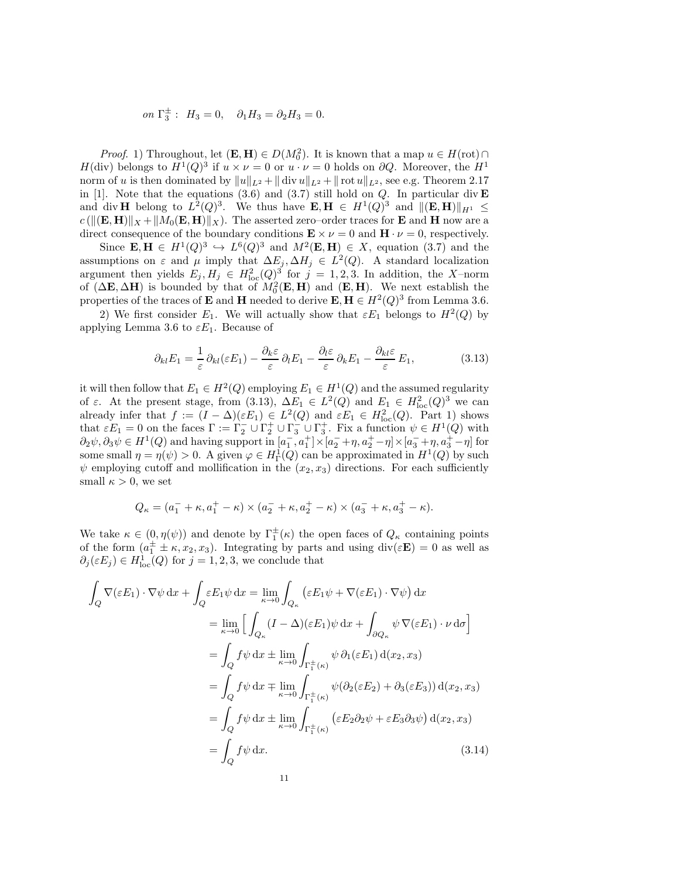*on* $\Gamma_3^\pm$ : $\;H_3 = 0, \quad \partial_1 H_3 = \partial_2 H_3 = 0.$

*Proof.* 1) Throughout, let $(\mathbf{E},\mathbf{H}) \in D(M_0^2)$. It is known that a map $u \in H(\mathrm{rot}) \cap H(\mathrm{div})$ belongs to $H^1(Q)^3$ if $u \times \nu = 0$ or $u \cdot \nu = 0$ holds on $\partial Q$. Moreover, the $H^1$ norm of $u$ is then dominated by $\|u\|_{L^2} + \|\operatorname{div} u\|_{L^2} + \|\operatorname{rot} u\|_{L^2}$, see e.g. Theorem 2.17 in [1]. Note that the equations (3.6) and (3.7) still hold on $Q$. In particular $\operatorname{div}\mathbf{E}$ and $\operatorname{div}\mathbf{H}$ belong to $L^2(Q)^3$. We thus have $\mathbf{E},\mathbf{H} \in H^1(Q)^3$ and $\|(\mathbf{E},\mathbf{H})\|_{H^1} \le c\,(\|(\mathbf{E},\mathbf{H})\|_X + \|M_0(\mathbf{E},\mathbf{H})\|_X)$. The asserted zero–order traces for $\mathbf{E}$ and $\mathbf{H}$ now are a direct consequence of the boundary conditions $\mathbf{E}\times\nu = 0$ and $\mathbf{H}\cdot\nu = 0$, respectively.

Since $\mathbf{E},\mathbf{H} \in H^1(Q)^3 \hookrightarrow L^6(Q)^3$ and $M^2(\mathbf{E},\mathbf{H}) \in X$, equation (3.7) and the assumptions on $\varepsilon$ and $\mu$ imply that $\Delta E_j, \Delta H_j \in L^2(Q)$. A standard localization argument then yields $E_j, H_j \in H^2_{\mathrm{loc}}(Q)^3$ for $j = 1,2,3$. In addition, the $X$–norm of $(\Delta\mathbf{E},\Delta\mathbf{H})$ is bounded by that of $M_0^2(\mathbf{E},\mathbf{H})$ and $(\mathbf{E},\mathbf{H})$. We next establish the properties of the traces of $\mathbf{E}$ and $\mathbf{H}$ needed to derive $\mathbf{E},\mathbf{H} \in H^2(Q)^3$ from Lemma 3.6.

2) We first consider $E_1$. We will actually show that $\varepsilon E_1$ belongs to $H^2(Q)$ by applying Lemma 3.6 to $\varepsilon E_1$. Because of

$$\partial_{kl} E_1 = \frac{1}{\varepsilon}\,\partial_{kl}(\varepsilon E_1) - \frac{\partial_k\varepsilon}{\varepsilon}\,\partial_l E_1 - \frac{\partial_l\varepsilon}{\varepsilon}\,\partial_k E_1 - \frac{\partial_{kl}\varepsilon}{\varepsilon}\,E_1, \tag{3.13}$$

it will then follow that $E_1 \in H^2(Q)$ employing $E_1 \in H^1(Q)$ and the assumed regularity of $\varepsilon$. At the present stage, from (3.13), $\Delta E_1 \in L^2(Q)$ and $E_1 \in H^2_{\mathrm{loc}}(Q)^3$ we can already infer that $f := (I-\Delta)(\varepsilon E_1) \in L^2(Q)$ and $\varepsilon E_1 \in H^2_{\mathrm{loc}}(Q)$. Part 1) shows that $\varepsilon E_1 = 0$ on the faces $\Gamma := \Gamma_2^- \cup \Gamma_2^+ \cup \Gamma_3^- \cup \Gamma_3^+$. Fix a function $\psi \in H^1(Q)$ with $\partial_2\psi, \partial_3\psi \in H^1(Q)$ and having support in $[a_1^-, a_1^+] \times [a_2^- + \eta, a_2^+ - \eta] \times [a_3^- + \eta, a_3^+ - \eta]$ for some small $\eta = \eta(\psi) > 0$. A given $\varphi \in H^1_\Gamma(Q)$ can be approximated in $H^1(Q)$ by such $\psi$ employing cutoff and mollification in the $(x_2,x_3)$ directions. For each sufficiently small $\kappa > 0$, we set

$$Q_\kappa = (a_1^- + \kappa, a_1^+ - \kappa) \times (a_2^- + \kappa, a_2^+ - \kappa) \times (a_3^- + \kappa, a_3^+ - \kappa).$$

We take $\kappa \in (0, \eta(\psi))$ and denote by $\Gamma_1^\pm(\kappa)$ the open faces of $Q_\kappa$ containing points of the form $(a_1^\pm \pm \kappa, x_2, x_3)$. Integrating by parts and using $\operatorname{div}(\varepsilon\mathbf{E}) = 0$ as well as $\partial_j(\varepsilon E_j) \in H^1_{\mathrm{loc}}(Q)$ for $j = 1,2,3$, we conclude that

$$\begin{aligned}
\int_Q \nabla(\varepsilon E_1)\cdot\nabla\psi\,\mathrm{d}x + \int_Q \varepsilon E_1 \psi\,\mathrm{d}x &= \lim_{\kappa\to 0}\int_{Q_\kappa} \big(\varepsilon E_1\psi + \nabla(\varepsilon E_1)\cdot\nabla\psi\big)\,\mathrm{d}x \\
&= \lim_{\kappa\to 0}\Big[\int_{Q_\kappa} (I-\Delta)(\varepsilon E_1)\psi\,\mathrm{d}x + \int_{\partial Q_\kappa} \psi\,\nabla(\varepsilon E_1)\cdot\nu\,\mathrm{d}\sigma\Big] \\
&= \int_Q f\psi\,\mathrm{d}x \pm \lim_{\kappa\to 0}\int_{\Gamma_1^\pm(\kappa)} \psi\,\partial_1(\varepsilon E_1)\,\mathrm{d}(x_2,x_3) \\
&= \int_Q f\psi\,\mathrm{d}x \mp \lim_{\kappa\to 0}\int_{\Gamma_1^\pm(\kappa)} \psi(\partial_2(\varepsilon E_2) + \partial_3(\varepsilon E_3))\,\mathrm{d}(x_2,x_3) \\
&= \int_Q f\psi\,\mathrm{d}x \pm \lim_{\kappa\to 0}\int_{\Gamma_1^\pm(\kappa)} \big(\varepsilon E_2\partial_2\psi + \varepsilon E_3\partial_3\psi\big)\,\mathrm{d}(x_2,x_3) \\
&= \int_Q f\psi\,\mathrm{d}x.
\end{aligned} \tag{3.14}$$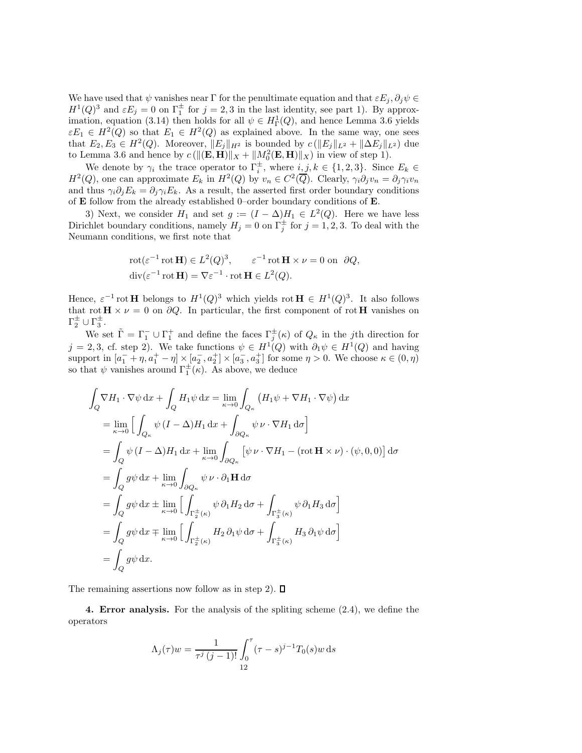We have used that $\psi$ vanishes near $\Gamma$ for the penultimate equation and that $\varepsilon E_j, \partial_j \psi \in H^1(Q)^3$ and $\varepsilon E_j = 0$ on $\Gamma_1^\pm$ for $j = 2, 3$ in the last identity, see part 1). By approximation, equation (3.14) then holds for all $\psi \in H^1_\Gamma(Q)$, and hence Lemma 3.6 yields $\varepsilon E_1 \in H^2(Q)$ so that $E_1 \in H^2(Q)$ as explained above. In the same way, one sees that $E_2, E_3 \in H^2(Q)$. Moreover, $\|E_j\|_{H^2}$ is bounded by $c\,(\|E_j\|_{L^2} + \|\Delta E_j\|_{L^2})$ due to Lemma 3.6 and hence by $c\,(\|(\mathbf{E}, \mathbf{H})\|_X + \|M_0^2(\mathbf{E}, \mathbf{H})\|_X)$ in view of step 1).

We denote by $\gamma_i$ the trace operator to $\Gamma_i^\pm$, where $i, j, k \in \{1, 2, 3\}$. Since $E_k \in H^2(Q)$, one can approximate $E_k$ in $H^2(Q)$ by $v_n \in C^2(\overline{Q})$. Clearly, $\gamma_i \partial_j v_n = \partial_j \gamma_i v_n$ and thus $\gamma_i \partial_j E_k = \partial_j \gamma_i E_k$. As a result, the asserted first order boundary conditions of $\mathbf{E}$ follow from the already established 0–order boundary conditions of $\mathbf{E}$.

3) Next, we consider $H_1$ and set $g := (I - \Delta) H_1 \in L^2(Q)$. Here we have less Dirichlet boundary conditions, namely $H_j = 0$ on $\Gamma_j^\pm$ for $j = 1, 2, 3$. To deal with the Neumann conditions, we first note that

$$
\begin{aligned}
&\operatorname{rot}(\varepsilon^{-1} \operatorname{rot} \mathbf{H}) \in L^2(Q)^3, \qquad \varepsilon^{-1} \operatorname{rot} \mathbf{H} \times \nu = 0 \text{ on } \partial Q, \\
&\operatorname{div}(\varepsilon^{-1} \operatorname{rot} \mathbf{H}) = \nabla \varepsilon^{-1} \cdot \operatorname{rot} \mathbf{H} \in L^2(Q).
\end{aligned}
$$

Hence, $\varepsilon^{-1} \operatorname{rot} \mathbf{H}$ belongs to $H^1(Q)^3$ which yields $\operatorname{rot} \mathbf{H} \in H^1(Q)^3$. It also follows that $\operatorname{rot} \mathbf{H} \times \nu = 0$ on $\partial Q$. In particular, the first component of $\operatorname{rot} \mathbf{H}$ vanishes on $\Gamma_2^\pm \cup \Gamma_3^\pm$.

We set $\tilde{\Gamma} = \Gamma_1^- \cup \Gamma_1^+$ and define the faces $\Gamma_j^\pm(\kappa)$ of $Q_\kappa$ in the $j$th direction for $j = 2, 3$, cf. step 2). We take functions $\psi \in H^1(Q)$ with $\partial_1 \psi \in H^1(Q)$ and having support in $[a_1^- + \eta, a_1^+ - \eta] \times [a_2^-, a_2^+] \times [a_3^-, a_3^+]$ for some $\eta > 0$. We choose $\kappa \in (0, \eta)$ so that $\psi$ vanishes around $\Gamma_1^\pm(\kappa)$. As above, we deduce

$$
\begin{aligned}
\int_Q \nabla H_1 \cdot \nabla \psi \, \mathrm{d}x + \int_Q H_1 \psi \, \mathrm{d}x &= \lim_{\kappa \to 0} \int_{Q_\kappa} \big( H_1 \psi + \nabla H_1 \cdot \nabla \psi \big) \, \mathrm{d}x \\
&= \lim_{\kappa \to 0} \Big[ \int_{Q_\kappa} \psi \, (I - \Delta) H_1 \, \mathrm{d}x + \int_{\partial Q_\kappa} \psi \, \nu \cdot \nabla H_1 \, \mathrm{d}\sigma \Big] \\
&= \int_Q \psi \, (I - \Delta) H_1 \, \mathrm{d}x + \lim_{\kappa \to 0} \int_{\partial Q_\kappa} \big[ \psi \, \nu \cdot \nabla H_1 - (\operatorname{rot} \mathbf{H} \times \nu) \cdot (\psi, 0, 0) \big] \, \mathrm{d}\sigma \\
&= \int_Q g \psi \, \mathrm{d}x + \lim_{\kappa \to 0} \int_{\partial Q_\kappa} \psi \, \nu \cdot \partial_1 \mathbf{H} \, \mathrm{d}\sigma \\
&= \int_Q g \psi \, \mathrm{d}x \pm \lim_{\kappa \to 0} \Big[ \int_{\Gamma_2^\pm(\kappa)} \psi \, \partial_1 H_2 \, \mathrm{d}\sigma + \int_{\Gamma_3^\pm(\kappa)} \psi \, \partial_1 H_3 \, \mathrm{d}\sigma \Big] \\
&= \int_Q g \psi \, \mathrm{d}x \mp \lim_{\kappa \to 0} \Big[ \int_{\Gamma_2^\pm(\kappa)} H_2 \, \partial_1 \psi \, \mathrm{d}\sigma + \int_{\Gamma_3^\pm(\kappa)} H_3 \, \partial_1 \psi \, \mathrm{d}\sigma \Big] \\
&= \int_Q g \psi \, \mathrm{d}x.
\end{aligned}
$$

The remaining assertions now follow as in step 2). $\square$

**4. Error analysis.** For the analysis of the spliting scheme (2.4), we define the operators

$$
\Lambda_j(\tau) w = \frac{1}{\tau^j \, (j-1)!} \int_0^\tau (\tau - s)^{j-1} T_0(s) w \, \mathrm{d}s
$$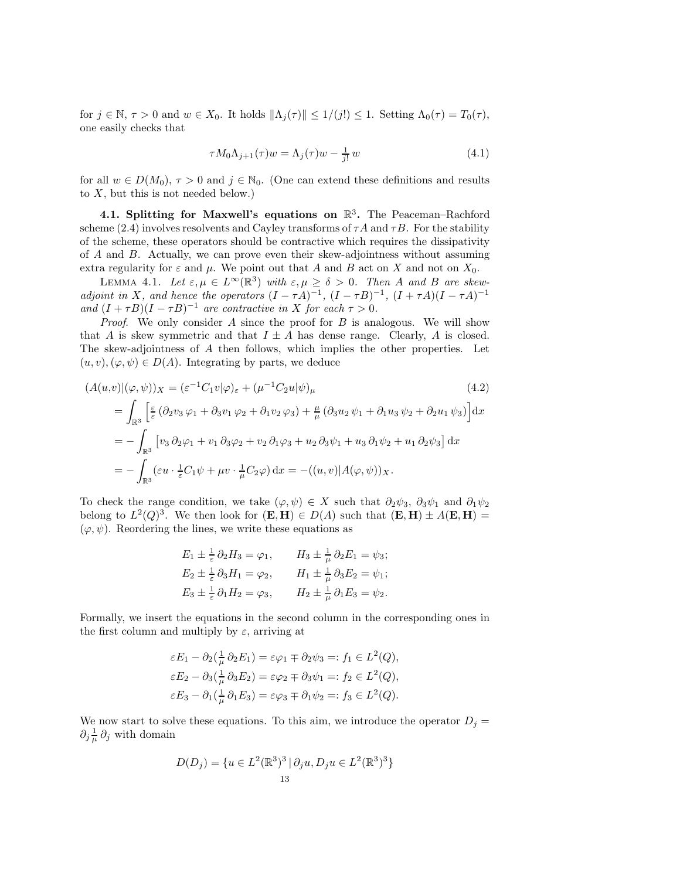for $j \in \mathbb{N}$, $\tau > 0$ and $w \in X_0$. It holds $\|\Lambda_j(\tau)\| \le 1/(j!) \le 1$. Setting $\Lambda_0(\tau) = T_0(\tau)$, one easily checks that

$$\tau M_0 \Lambda_{j+1}(\tau) w = \Lambda_j(\tau) w - \tfrac{1}{j!}\, w \tag{4.1}$$

for all $w \in D(M_0)$, $\tau > 0$ and $j \in \mathbb{N}_0$. (One can extend these definitions and results to $X$, but this is not needed below.)

**4.1. Splitting for Maxwell's equations on $\mathbb{R}^3$.** The Peaceman–Rachford scheme (2.4) involves resolvents and Cayley transforms of $\tau A$ and $\tau B$. For the stability of the scheme, these operators should be contractive which requires the dissipativity of $A$ and $B$. Actually, we can prove even their skew-adjointness without assuming extra regularity for $\varepsilon$ and $\mu$. We point out that $A$ and $B$ act on $X$ and not on $X_0$.

LEMMA 4.1. *Let $\varepsilon, \mu \in L^\infty(\mathbb{R}^3)$ with $\varepsilon, \mu \ge \delta > 0$. Then $A$ and $B$ are skew-adjoint in $X$, and hence the operators $(I - \tau A)^{-1}$, $(I - \tau B)^{-1}$, $(I + \tau A)(I - \tau A)^{-1}$ and $(I + \tau B)(I - \tau B)^{-1}$ are contractive in $X$ for each $\tau > 0$.*

*Proof.* We only consider $A$ since the proof for $B$ is analogous. We will show that $A$ is skew symmetric and that $I \pm A$ has dense range. Clearly, $A$ is closed. The skew-adjointness of $A$ then follows, which implies the other properties. Let $(u, v), (\varphi, \psi) \in D(A)$. Integrating by parts, we deduce

$$\begin{aligned}
(A(u,v)|(\varphi,\psi))_X &= (\varepsilon^{-1} C_1 v|\varphi)_\varepsilon + (\mu^{-1} C_2 u|\psi)_\mu \qquad (4.2)\\
&= \int_{\mathbb{R}^3} \Big[\tfrac{\varepsilon}{\varepsilon}\,(\partial_2 v_3\, \varphi_1 + \partial_3 v_1\, \varphi_2 + \partial_1 v_2\, \varphi_3) + \tfrac{\mu}{\mu}\,(\partial_3 u_2\, \psi_1 + \partial_1 u_3\, \psi_2 + \partial_2 u_1\, \psi_3)\Big] \mathrm{d}x\\
&= -\int_{\mathbb{R}^3} \big[v_3\, \partial_2 \varphi_1 + v_1\, \partial_3 \varphi_2 + v_2\, \partial_1 \varphi_3 + u_2\, \partial_3 \psi_1 + u_3\, \partial_1 \psi_2 + u_1\, \partial_2 \psi_3\big]\, \mathrm{d}x\\
&= -\int_{\mathbb{R}^3} (\varepsilon u \cdot \tfrac{1}{\varepsilon} C_1 \psi + \mu v \cdot \tfrac{1}{\mu} C_2 \varphi)\, \mathrm{d}x = -((u,v)|A(\varphi,\psi))_X.
\end{aligned}$$

To check the range condition, we take $(\varphi, \psi) \in X$ such that $\partial_2 \psi_3$, $\partial_3 \psi_1$ and $\partial_1 \psi_2$ belong to $L^2(Q)^3$. We then look for $(\mathbf{E}, \mathbf{H}) \in D(A)$ such that $(\mathbf{E}, \mathbf{H}) \pm A(\mathbf{E}, \mathbf{H}) = (\varphi, \psi)$. Reordering the lines, we write these equations as

$$\begin{aligned}
E_1 \pm \tfrac{1}{\varepsilon}\, \partial_2 H_3 &= \varphi_1, & H_3 \pm \tfrac{1}{\mu}\, \partial_2 E_1 &= \psi_3;\\
E_2 \pm \tfrac{1}{\varepsilon}\, \partial_3 H_1 &= \varphi_2, & H_1 \pm \tfrac{1}{\mu}\, \partial_3 E_2 &= \psi_1;\\
E_3 \pm \tfrac{1}{\varepsilon}\, \partial_1 H_2 &= \varphi_3, & H_2 \pm \tfrac{1}{\mu}\, \partial_1 E_3 &= \psi_2.
\end{aligned}$$

Formally, we insert the equations in the second column in the corresponding ones in the first column and multiply by $\varepsilon$, arriving at

$$\begin{aligned}
\varepsilon E_1 - \partial_2(\tfrac{1}{\mu}\, \partial_2 E_1) &= \varepsilon \varphi_1 \mp \partial_2 \psi_3 =: f_1 \in L^2(Q),\\
\varepsilon E_2 - \partial_3(\tfrac{1}{\mu}\, \partial_3 E_2) &= \varepsilon \varphi_2 \mp \partial_3 \psi_1 =: f_2 \in L^2(Q),\\
\varepsilon E_3 - \partial_1(\tfrac{1}{\mu}\, \partial_1 E_3) &= \varepsilon \varphi_3 \mp \partial_1 \psi_2 =: f_3 \in L^2(Q).
\end{aligned}$$

We now start to solve these equations. To this aim, we introduce the operator $D_j = \partial_j \frac{1}{\mu}\, \partial_j$ with domain

$$D(D_j) = \{u \in L^2(\mathbb{R}^3)^3 \,|\, \partial_j u, D_j u \in L^2(\mathbb{R}^3)^3\}$$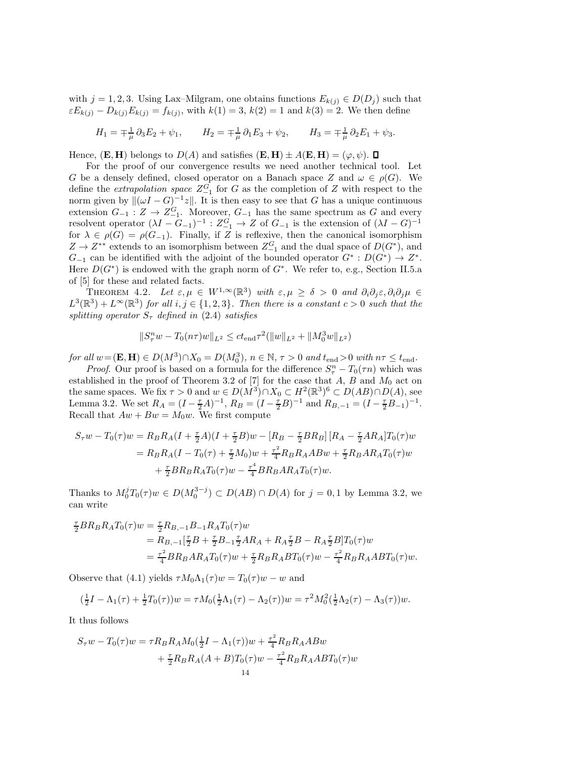with $j = 1, 2, 3$. Using Lax–Milgram, one obtains functions $E_{k(j)} \in D(D_j)$ such that $\varepsilon E_{k(j)} - D_{k(j)} E_{k(j)} = f_{k(j)}$, with $k(1) = 3$, $k(2) = 1$ and $k(3) = 2$. We then define

$$H_1 = \mp\tfrac{1}{\mu}\,\partial_3 E_2 + \psi_1, \qquad H_2 = \mp\tfrac{1}{\mu}\,\partial_1 E_3 + \psi_2, \qquad H_3 = \mp\tfrac{1}{\mu}\,\partial_2 E_1 + \psi_3.$$

Hence, $(\mathbf{E}, \mathbf{H})$ belongs to $D(A)$ and satisfies $(\mathbf{E}, \mathbf{H}) \pm A(\mathbf{E}, \mathbf{H}) = (\varphi, \psi)$. ☐

For the proof of our convergence results we need another technical tool. Let $G$ be a densely defined, closed operator on a Banach space $Z$ and $\omega \in \rho(G)$. We define the *extrapolation space* $Z_{-1}^G$ for $G$ as the completion of $Z$ with respect to the norm given by $\|(\omega I - G)^{-1} z\|$. It is then easy to see that $G$ has a unique continuous extension $G_{-1} : Z \to Z_{-1}^G$. Moreover, $G_{-1}$ has the same spectrum as $G$ and every resolvent operator $(\lambda I - G_{-1})^{-1} : Z_{-1}^G \to Z$ of $G_{-1}$ is the extension of $(\lambda I - G)^{-1}$ for $\lambda \in \rho(G) = \rho(G_{-1})$. Finally, if $Z$ is reflexive, then the canonical isomorphism $Z \to Z^{**}$ extends to an isomorphism between $Z_{-1}^G$ and the dual space of $D(G^*)$, and $G_{-1}$ can be identified with the adjoint of the bounded operator $G^* : D(G^*) \to Z^*$. Here $D(G^*)$ is endowed with the graph norm of $G^*$. We refer to, e.g., Section II.5.a of [5] for these and related facts.

THEOREM 4.2. *Let $\varepsilon, \mu \in W^{1,\infty}(\mathbb{R}^3)$ with $\varepsilon, \mu \geq \delta > 0$ and $\partial_i \partial_j \varepsilon, \partial_i \partial_j \mu \in L^3(\mathbb{R}^3) + L^\infty(\mathbb{R}^3)$ for all $i, j \in \{1, 2, 3\}$. Then there is a constant $c > 0$ such that the splitting operator $S_\tau$ defined in* (2.4) *satisfies*

$$\|S_\tau^n w - T_0(n\tau) w\|_{L^2} \leq c t_{\text{end}} \tau^2 (\|w\|_{L^2} + \|M_0^3 w\|_{L^2})$$

*for all $w = (\mathbf{E}, \mathbf{H}) \in D(M^3) \cap X_0 = D(M_0^3)$, $n \in \mathbb{N}$, $\tau > 0$ and $t_{\text{end}} > 0$ with $n\tau \leq t_{\text{end}}$.*

*Proof*. Our proof is based on a formula for the difference $S_\tau^n - T_0(\tau n)$ which was established in the proof of Theorem 3.2 of [7] for the case that $A$, $B$ and $M_0$ act on the same spaces. We fix $\tau > 0$ and $w \in D(M^3) \cap X_0 \subset H^2(\mathbb{R}^3)^6 \subset D(AB) \cap D(A)$, see Lemma 3.2. We set $R_A = (I - \frac{\tau}{2} A)^{-1}$, $R_B = (I - \frac{\tau}{2} B)^{-1}$ and $R_{B,-1} = (I - \frac{\tau}{2} B_{-1})^{-1}$. Recall that $Aw + Bw = M_0 w$. We first compute

$$\begin{aligned}
S_\tau w - T_0(\tau) w &= R_B R_A (I + \tfrac{\tau}{2} A)(I + \tfrac{\tau}{2} B) w - [R_B - \tfrac{\tau}{2} B R_B]\,[R_A - \tfrac{\tau}{2} A R_A] T_0(\tau) w \\
&= R_B R_A (I - T_0(\tau) + \tfrac{\tau}{2} M_0) w + \tfrac{\tau^2}{4} R_B R_A A B w + \tfrac{\tau}{2} R_B A R_A T_0(\tau) w \\
&\quad + \tfrac{\tau}{2} B R_B R_A T_0(\tau) w - \tfrac{\tau^4}{4} B R_B A R_A T_0(\tau) w.
\end{aligned}$$

Thanks to $M_0^j T_0(\tau) w \in D(M_0^{3-j}) \subset D(AB) \cap D(A)$ for $j = 0, 1$ by Lemma 3.2, we can write

$$\begin{aligned}
\tfrac{\tau}{2} B R_B R_A T_0(\tau) w &= \tfrac{\tau}{2} R_{B,-1} B_{-1} R_A T_0(\tau) w \\
&= R_{B,-1} [\tfrac{\tau}{2} B + \tfrac{\tau}{2} B_{-1} \tfrac{\tau}{2} A R_A + R_A \tfrac{\tau}{2} B - R_A \tfrac{\tau}{2} B] T_0(\tau) w \\
&= \tfrac{\tau^2}{4} B R_B A R_A T_0(\tau) w + \tfrac{\tau}{2} R_B R_A B T_0(\tau) w - \tfrac{\tau^2}{4} R_B R_A A B T_0(\tau) w.
\end{aligned}$$

Observe that (4.1) yields $\tau M_0 \Lambda_1(\tau) w = T_0(\tau) w - w$ and

$$(\tfrac{1}{2} I - \Lambda_1(\tau) + \tfrac{1}{2} T_0(\tau)) w = \tau M_0 (\tfrac{1}{2} \Lambda_1(\tau) - \Lambda_2(\tau)) w = \tau^2 M_0^2 (\tfrac{1}{2} \Lambda_2(\tau) - \Lambda_3(\tau)) w.$$

It thus follows

$$\begin{aligned}
S_\tau w - T_0(\tau) w &= \tau R_B R_A M_0 (\tfrac{1}{2} I - \Lambda_1(\tau)) w + \tfrac{\tau^2}{4} R_B R_A A B w \\
&\quad + \tfrac{\tau}{2} R_B R_A (A + B) T_0(\tau) w - \tfrac{\tau^2}{4} R_B R_A A B T_0(\tau) w
\end{aligned}$$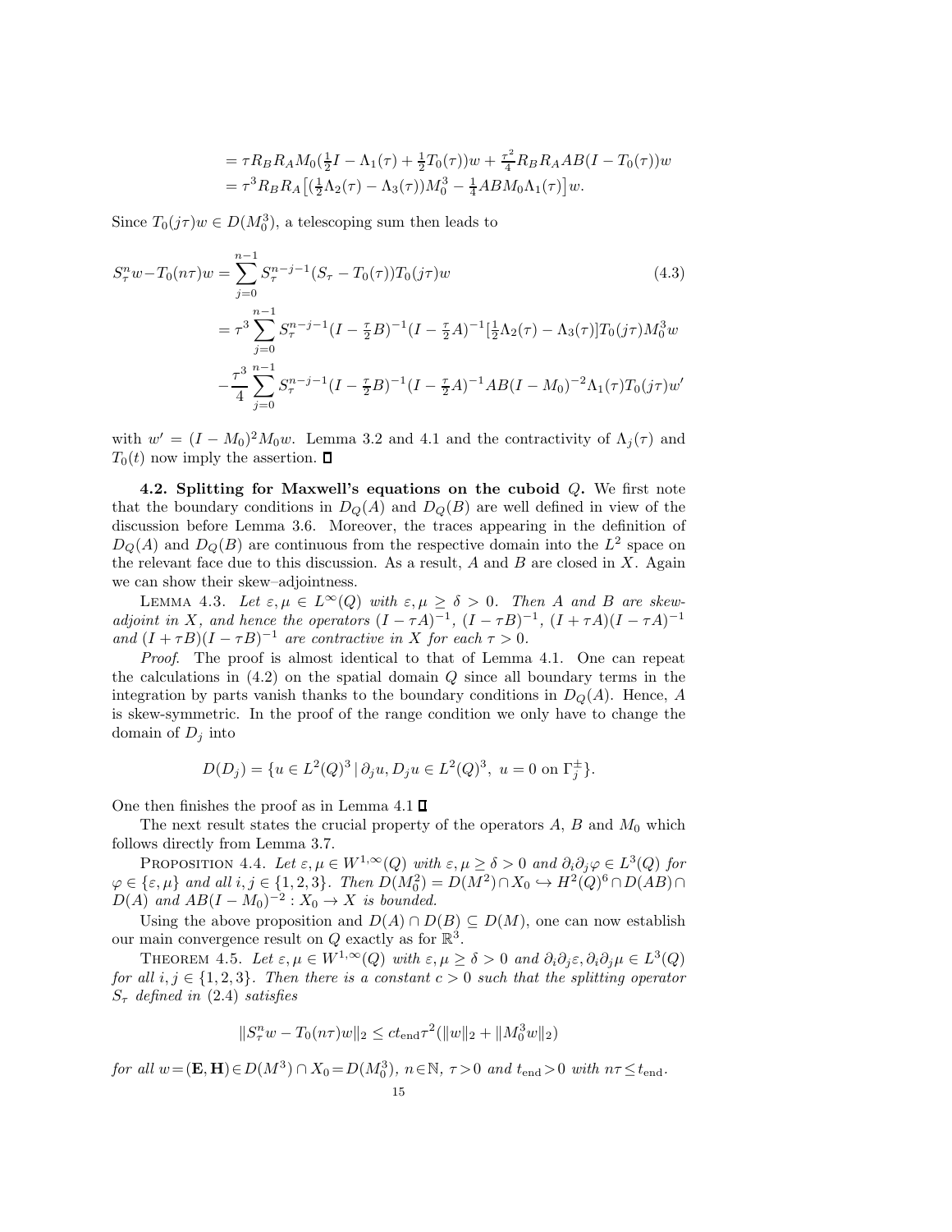$$
\begin{aligned}
&= \tau R_B R_A M_0(\tfrac{1}{2}I - \Lambda_1(\tau) + \tfrac{1}{2}T_0(\tau))w + \tfrac{\tau^2}{4} R_B R_A AB(I - T_0(\tau))w \\
&= \tau^3 R_B R_A \big[(\tfrac{1}{2}\Lambda_2(\tau) - \Lambda_3(\tau))M_0^3 - \tfrac{1}{4}ABM_0\Lambda_1(\tau)\big]w.
\end{aligned}
$$

Since $T_0(j\tau)w \in D(M_0^3)$, a telescoping sum then leads to

$$
\begin{aligned}
S_\tau^n w - T_0(n\tau)w &= \sum_{j=0}^{n-1} S_\tau^{n-j-1}(S_\tau - T_0(\tau))T_0(j\tau)w \qquad (4.3)\\
&= \tau^3 \sum_{j=0}^{n-1} S_\tau^{n-j-1}(I - \tfrac{\tau}{2}B)^{-1}(I - \tfrac{\tau}{2}A)^{-1}[\tfrac{1}{2}\Lambda_2(\tau) - \Lambda_3(\tau)]T_0(j\tau)M_0^3 w \\
&\quad - \frac{\tau^3}{4} \sum_{j=0}^{n-1} S_\tau^{n-j-1}(I - \tfrac{\tau}{2}B)^{-1}(I - \tfrac{\tau}{2}A)^{-1}AB(I - M_0)^{-2}\Lambda_1(\tau)T_0(j\tau)w'
\end{aligned}
$$

with $w' = (I - M_0)^2 M_0 w$. Lemma 3.2 and 4.1 and the contractivity of $\Lambda_j(\tau)$ and $T_0(t)$ now imply the assertion. $\square$

**4.2. Splitting for Maxwell's equations on the cuboid $Q$.** We first note that the boundary conditions in $D_Q(A)$ and $D_Q(B)$ are well defined in view of the discussion before Lemma 3.6. Moreover, the traces appearing in the definition of $D_Q(A)$ and $D_Q(B)$ are continuous from the respective domain into the $L^2$ space on the relevant face due to this discussion. As a result, $A$ and $B$ are closed in $X$. Again we can show their skew–adjointness.

LEMMA 4.3. *Let $\varepsilon, \mu \in L^\infty(Q)$ with $\varepsilon, \mu \geq \delta > 0$. Then $A$ and $B$ are skew-adjoint in $X$, and hence the operators $(I - \tau A)^{-1}$, $(I - \tau B)^{-1}$, $(I + \tau A)(I - \tau A)^{-1}$ and $(I + \tau B)(I - \tau B)^{-1}$ are contractive in $X$ for each $\tau > 0$.*

*Proof*. The proof is almost identical to that of Lemma 4.1. One can repeat the calculations in (4.2) on the spatial domain $Q$ since all boundary terms in the integration by parts vanish thanks to the boundary conditions in $D_Q(A)$. Hence, $A$ is skew-symmetric. In the proof of the range condition we only have to change the domain of $D_j$ into

$$
D(D_j) = \{u \in L^2(Q)^3 \,|\, \partial_j u, D_j u \in L^2(Q)^3,\ u = 0 \text{ on } \Gamma_j^\pm\}.
$$

One then finishes the proof as in Lemma 4.1 $\square$

The next result states the crucial property of the operators $A$, $B$ and $M_0$ which follows directly from Lemma 3.7.

PROPOSITION 4.4. *Let $\varepsilon, \mu \in W^{1,\infty}(Q)$ with $\varepsilon, \mu \geq \delta > 0$ and $\partial_i\partial_j\varphi \in L^3(Q)$ for $\varphi \in \{\varepsilon, \mu\}$ and all $i, j \in \{1, 2, 3\}$. Then $D(M_0^2) = D(M^2) \cap X_0 \hookrightarrow H^2(Q)^6 \cap D(AB) \cap D(A)$ and $AB(I - M_0)^{-2} : X_0 \to X$ is bounded.*

Using the above proposition and $D(A) \cap D(B) \subseteq D(M)$, one can now establish our main convergence result on $Q$ exactly as for $\mathbb{R}^3$.

THEOREM 4.5. *Let $\varepsilon, \mu \in W^{1,\infty}(Q)$ with $\varepsilon, \mu \geq \delta > 0$ and $\partial_i\partial_j\varepsilon, \partial_i\partial_j\mu \in L^3(Q)$ for all $i, j \in \{1, 2, 3\}$. Then there is a constant $c > 0$ such that the splitting operator $S_\tau$ defined in (2.4) satisfies*

$$
\|S_\tau^n w - T_0(n\tau)w\|_2 \leq c t_{\text{end}} \tau^2 (\|w\|_2 + \|M_0^3 w\|_2)
$$

*for all $w = (\mathbf{E}, \mathbf{H}) \in D(M^3) \cap X_0 = D(M_0^3)$, $n \in \mathbb{N}$, $\tau > 0$ and $t_{\text{end}} > 0$ with $n\tau \leq t_{\text{end}}$.*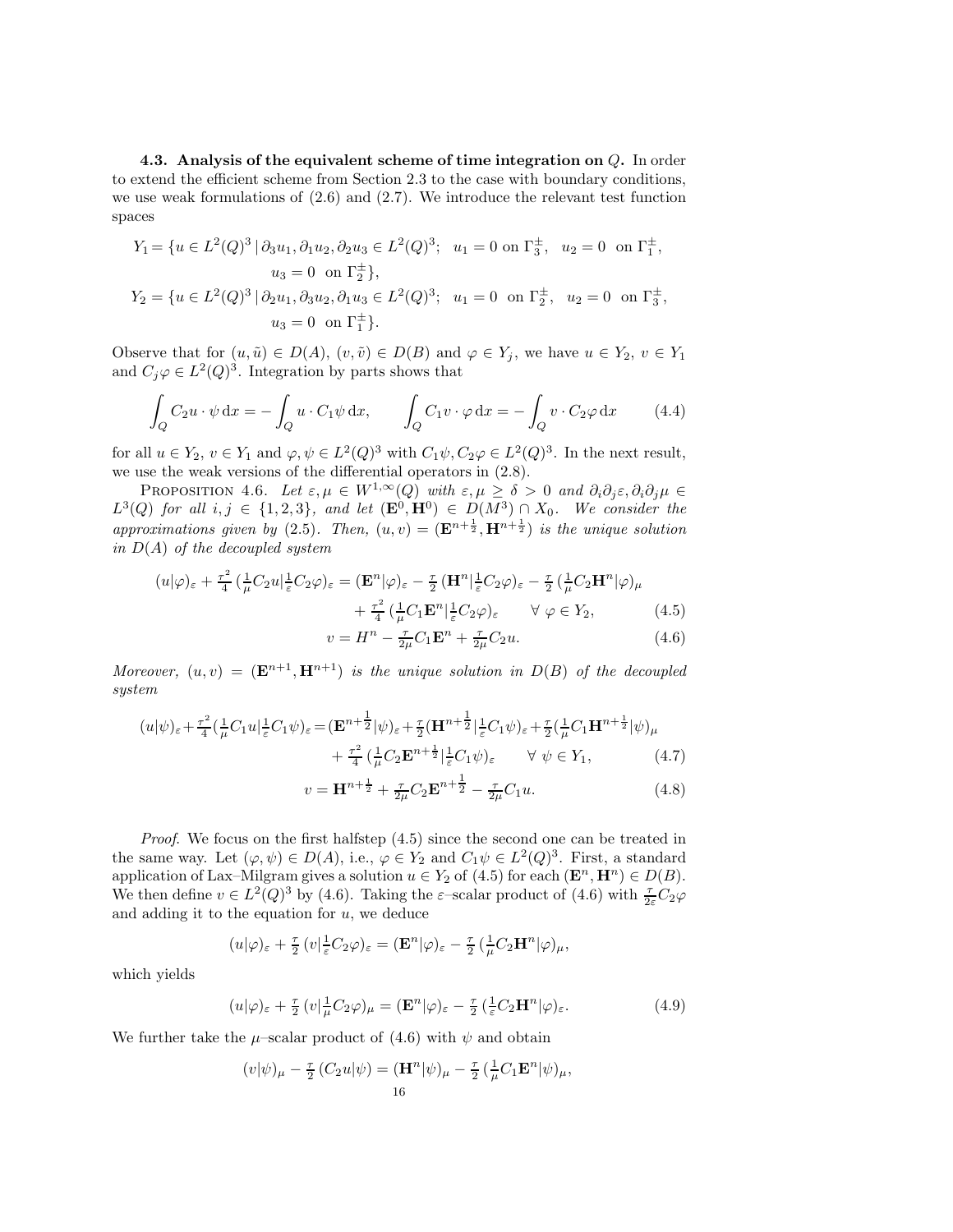**4.3. Analysis of the equivalent scheme of time integration on $Q$.** In order to extend the efficient scheme from Section 2.3 to the case with boundary conditions, we use weak formulations of (2.6) and (2.7). We introduce the relevant test function spaces

$$
\begin{aligned}
Y_1 = \{u \in L^2(Q)^3 \,|\, \partial_3 u_1, \partial_1 u_2, \partial_2 u_3 \in L^2(Q)^3;\;\; & u_1 = 0 \text{ on } \Gamma_3^\pm, \;\; u_2 = 0 \;\text{ on } \Gamma_1^\pm, \\
& u_3 = 0 \;\text{ on } \Gamma_2^\pm\}, \\
Y_2 = \{u \in L^2(Q)^3 \,|\, \partial_2 u_1, \partial_3 u_2, \partial_1 u_3 \in L^2(Q)^3;\;\; & u_1 = 0 \;\text{ on } \Gamma_2^\pm, \;\; u_2 = 0 \;\text{ on } \Gamma_3^\pm, \\
& u_3 = 0 \;\text{ on } \Gamma_1^\pm\}.
\end{aligned}
$$

Observe that for $(u, \tilde{u}) \in D(A)$, $(v, \tilde{v}) \in D(B)$ and $\varphi \in Y_j$, we have $u \in Y_2$, $v \in Y_1$ and $C_j \varphi \in L^2(Q)^3$. Integration by parts shows that

$$
\int_Q C_2 u \cdot \psi \,\mathrm{d}x = -\int_Q u \cdot C_1 \psi \,\mathrm{d}x, \qquad \int_Q C_1 v \cdot \varphi \,\mathrm{d}x = -\int_Q v \cdot C_2 \varphi \,\mathrm{d}x \tag{4.4}
$$

for all $u \in Y_2$, $v \in Y_1$ and $\varphi, \psi \in L^2(Q)^3$ with $C_1\psi, C_2\varphi \in L^2(Q)^3$. In the next result, we use the weak versions of the differential operators in (2.8).

Proposition 4.6. *Let $\varepsilon, \mu \in W^{1,\infty}(Q)$ with $\varepsilon, \mu \geq \delta > 0$ and $\partial_i \partial_j \varepsilon, \partial_i \partial_j \mu \in L^3(Q)$ for all $i, j \in \{1, 2, 3\}$, and let $(\mathbf{E}^0, \mathbf{H}^0) \in D(M^3) \cap X_0$. We consider the approximations given by* (2.5)*. Then, $(u, v) = (\mathbf{E}^{n+\frac{1}{2}}, \mathbf{H}^{n+\frac{1}{2}})$ is the unique solution in $D(A)$ of the decoupled system*

$$
\begin{aligned}
(u|\varphi)_\varepsilon + \tfrac{\tau^2}{4}\, (\tfrac{1}{\mu} C_2 u | \tfrac{1}{\varepsilon} C_2 \varphi)_\varepsilon = (\mathbf{E}^n|\varphi)_\varepsilon - \tfrac{\tau}{2}\, (\mathbf{H}^n | \tfrac{1}{\varepsilon} C_2 \varphi)_\varepsilon - \tfrac{\tau}{2}\, (\tfrac{1}{\mu} C_2 \mathbf{H}^n | \varphi)_\mu & \\
+ \tfrac{\tau^2}{4}\, (\tfrac{1}{\mu} C_1 \mathbf{E}^n | \tfrac{1}{\varepsilon} C_2 \varphi)_\varepsilon \qquad \forall\; \varphi \in Y_2, & \qquad (4.5) \\
v = H^n - \tfrac{\tau}{2\mu} C_1 \mathbf{E}^n + \tfrac{\tau}{2\mu} C_2 u. & \qquad (4.6)
\end{aligned}
$$

*Moreover, $(u, v) = (\mathbf{E}^{n+1}, \mathbf{H}^{n+1})$ is the unique solution in $D(B)$ of the decoupled system*

$$
\begin{aligned}
(u|\psi)_\varepsilon + \tfrac{\tau^2}{4} (\tfrac{1}{\mu} C_1 u | \tfrac{1}{\varepsilon} C_1 \psi)_\varepsilon = (\mathbf{E}^{n+\frac{1}{2}}|\psi)_\varepsilon + \tfrac{\tau}{2} (\mathbf{H}^{n+\frac{1}{2}} | \tfrac{1}{\varepsilon} C_1 \psi)_\varepsilon + \tfrac{\tau}{2} (\tfrac{1}{\mu} C_1 \mathbf{H}^{n+\frac{1}{2}} | \psi)_\mu & \\
+ \tfrac{\tau^2}{4}\, (\tfrac{1}{\mu} C_2 \mathbf{E}^{n+\frac{1}{2}} | \tfrac{1}{\varepsilon} C_1 \psi)_\varepsilon \qquad \forall\; \psi \in Y_1, & \qquad (4.7) \\
v = \mathbf{H}^{n+\frac{1}{2}} + \tfrac{\tau}{2\mu} C_2 \mathbf{E}^{n+\frac{1}{2}} - \tfrac{\tau}{2\mu} C_1 u. & \qquad (4.8)
\end{aligned}
$$

*Proof.* We focus on the first halfstep (4.5) since the second one can be treated in the same way. Let $(\varphi, \psi) \in D(A)$, i.e., $\varphi \in Y_2$ and $C_1 \psi \in L^2(Q)^3$. First, a standard application of Lax–Milgram gives a solution $u \in Y_2$ of (4.5) for each $(\mathbf{E}^n, \mathbf{H}^n) \in D(B)$. We then define $v \in L^2(Q)^3$ by (4.6). Taking the $\varepsilon$–scalar product of (4.6) with $\frac{\tau}{2\varepsilon} C_2 \varphi$ and adding it to the equation for $u$, we deduce

$$
(u|\varphi)_\varepsilon + \tfrac{\tau}{2}\, (v | \tfrac{1}{\varepsilon} C_2 \varphi)_\varepsilon = (\mathbf{E}^n|\varphi)_\varepsilon - \tfrac{\tau}{2}\, (\tfrac{1}{\mu} C_2 \mathbf{H}^n | \varphi)_\mu,
$$

which yields

$$
(u|\varphi)_\varepsilon + \tfrac{\tau}{2}\, (v | \tfrac{1}{\mu} C_2 \varphi)_\mu = (\mathbf{E}^n|\varphi)_\varepsilon - \tfrac{\tau}{2}\, (\tfrac{1}{\varepsilon} C_2 \mathbf{H}^n | \varphi)_\varepsilon. \tag{4.9}
$$

We further take the $\mu$–scalar product of (4.6) with $\psi$ and obtain

$$
(v|\psi)_\mu - \tfrac{\tau}{2}\, (C_2 u | \psi) = (\mathbf{H}^n|\psi)_\mu - \tfrac{\tau}{2}\, (\tfrac{1}{\mu} C_1 \mathbf{E}^n | \psi)_\mu,
$$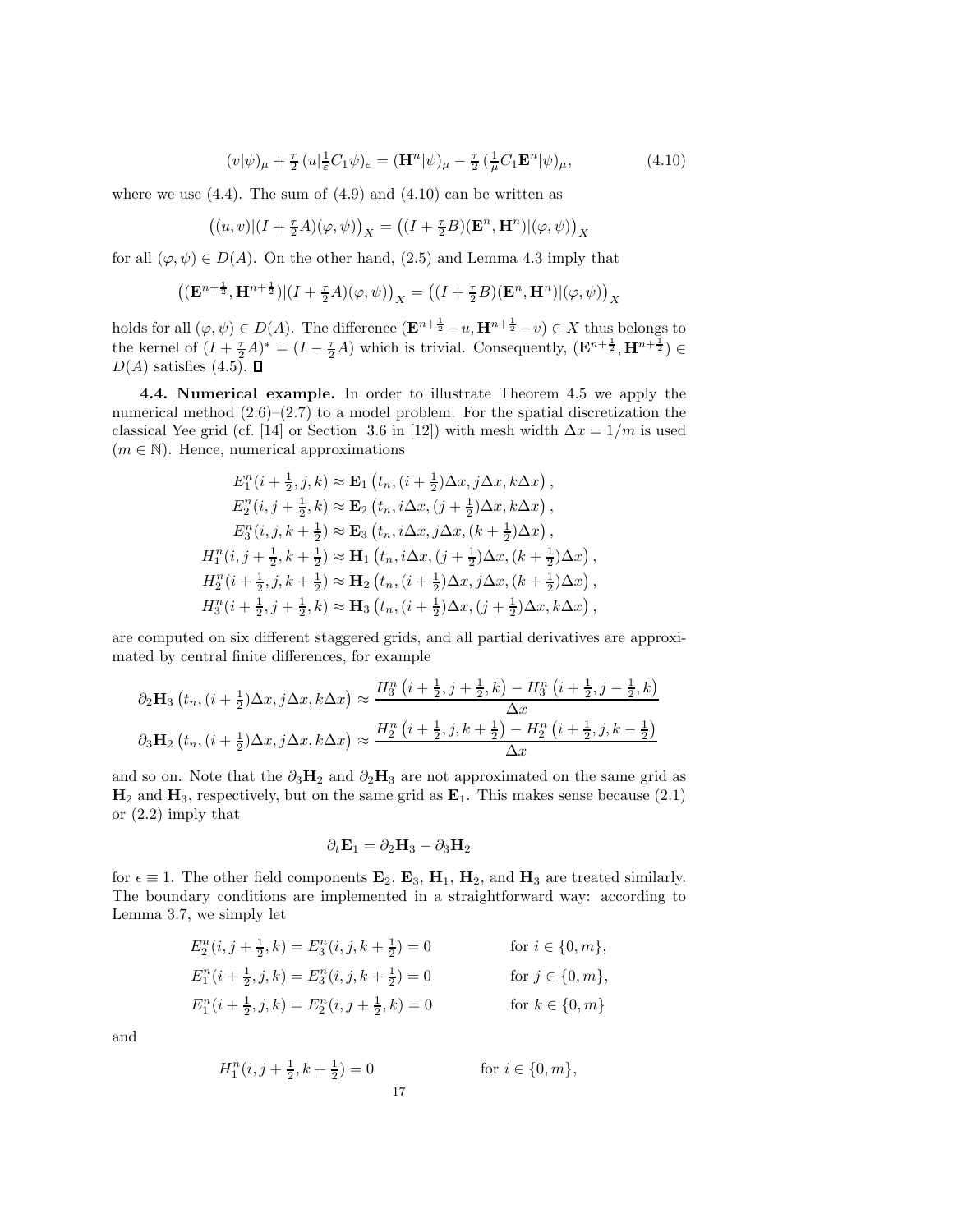$$(v|\psi)_\mu + \tfrac{\tau}{2}\,(u|\tfrac{1}{\varepsilon}C_1\psi)_\varepsilon = (\mathbf{H}^n|\psi)_\mu - \tfrac{\tau}{2}\,(\tfrac{1}{\mu}C_1\mathbf{E}^n|\psi)_\mu, \tag{4.10}$$

where we use (4.4). The sum of (4.9) and (4.10) can be written as

$$\big((u,v)|(I+\tfrac{\tau}{2}A)(\varphi,\psi)\big)_X = \big((I+\tfrac{\tau}{2}B)(\mathbf{E}^n,\mathbf{H}^n)|(\varphi,\psi)\big)_X$$

for all $(\varphi,\psi)\in D(A)$. On the other hand, (2.5) and Lemma 4.3 imply that

$$\big((\mathbf{E}^{n+\frac{1}{2}},\mathbf{H}^{n+\frac{1}{2}})|(I+\tfrac{\tau}{2}A)(\varphi,\psi)\big)_X = \big((I+\tfrac{\tau}{2}B)(\mathbf{E}^n,\mathbf{H}^n)|(\varphi,\psi)\big)_X$$

holds for all $(\varphi,\psi)\in D(A)$. The difference $(\mathbf{E}^{n+\frac{1}{2}}-u,\mathbf{H}^{n+\frac{1}{2}}-v)\in X$ thus belongs to the kernel of $(I+\frac{\tau}{2}A)^* = (I-\frac{\tau}{2}A)$ which is trivial. Consequently, $(\mathbf{E}^{n+\frac{1}{2}},\mathbf{H}^{n+\frac{1}{2}})\in D(A)$ satisfies (4.5). ∎

**4.4. Numerical example.** In order to illustrate Theorem 4.5 we apply the numerical method (2.6)–(2.7) to a model problem. For the spatial discretization the classical Yee grid (cf. [14] or Section 3.6 in [12]) with mesh width $\Delta x = 1/m$ is used ($m\in\mathbb{N}$). Hence, numerical approximations

$$\begin{aligned}
E_1^n(i+\tfrac{1}{2},j,k) &\approx \mathbf{E}_1\left(t_n,(i+\tfrac{1}{2})\Delta x, j\Delta x, k\Delta x\right),\\
E_2^n(i,j+\tfrac{1}{2},k) &\approx \mathbf{E}_2\left(t_n,i\Delta x,(j+\tfrac{1}{2})\Delta x, k\Delta x\right),\\
E_3^n(i,j,k+\tfrac{1}{2}) &\approx \mathbf{E}_3\left(t_n,i\Delta x,j\Delta x,(k+\tfrac{1}{2})\Delta x\right),\\
H_1^n(i,j+\tfrac{1}{2},k+\tfrac{1}{2}) &\approx \mathbf{H}_1\left(t_n,i\Delta x,(j+\tfrac{1}{2})\Delta x,(k+\tfrac{1}{2})\Delta x\right),\\
H_2^n(i+\tfrac{1}{2},j,k+\tfrac{1}{2}) &\approx \mathbf{H}_2\left(t_n,(i+\tfrac{1}{2})\Delta x,j\Delta x,(k+\tfrac{1}{2})\Delta x\right),\\
H_3^n(i+\tfrac{1}{2},j+\tfrac{1}{2},k) &\approx \mathbf{H}_3\left(t_n,(i+\tfrac{1}{2})\Delta x,(j+\tfrac{1}{2})\Delta x,k\Delta x\right),
\end{aligned}$$

are computed on six different staggered grids, and all partial derivatives are approximated by central finite differences, for example

$$\begin{aligned}
\partial_2\mathbf{H}_3\left(t_n,(i+\tfrac{1}{2})\Delta x,j\Delta x,k\Delta x\right) &\approx \frac{H_3^n\left(i+\frac{1}{2},j+\frac{1}{2},k\right)-H_3^n\left(i+\frac{1}{2},j-\frac{1}{2},k\right)}{\Delta x}\\
\partial_3\mathbf{H}_2\left(t_n,(i+\tfrac{1}{2})\Delta x,j\Delta x,k\Delta x\right) &\approx \frac{H_2^n\left(i+\frac{1}{2},j,k+\frac{1}{2}\right)-H_2^n\left(i+\frac{1}{2},j,k-\frac{1}{2}\right)}{\Delta x}
\end{aligned}$$

and so on. Note that the $\partial_3\mathbf{H}_2$ and $\partial_2\mathbf{H}_3$ are not approximated on the same grid as $\mathbf{H}_2$ and $\mathbf{H}_3$, respectively, but on the same grid as $\mathbf{E}_1$. This makes sense because (2.1) or (2.2) imply that

$$\partial_t\mathbf{E}_1 = \partial_2\mathbf{H}_3 - \partial_3\mathbf{H}_2$$

for $\epsilon\equiv 1$. The other field components $\mathbf{E}_2$, $\mathbf{E}_3$, $\mathbf{H}_1$, $\mathbf{H}_2$, and $\mathbf{H}_3$ are treated similarly. The boundary conditions are implemented in a straightforward way: according to Lemma 3.7, we simply let

$$\begin{aligned}
E_2^n(i,j+\tfrac{1}{2},k) = E_3^n(i,j,k+\tfrac{1}{2}) &= 0 \qquad\qquad \text{for } i\in\{0,m\},\\
E_1^n(i+\tfrac{1}{2},j,k) = E_3^n(i,j,k+\tfrac{1}{2}) &= 0 \qquad\qquad \text{for } j\in\{0,m\},\\
E_1^n(i+\tfrac{1}{2},j,k) = E_2^n(i,j+\tfrac{1}{2},k) &= 0 \qquad\qquad \text{for } k\in\{0,m\}
\end{aligned}$$

and

$$H_1^n(i,j+\tfrac{1}{2},k+\tfrac{1}{2}) = 0 \qquad\qquad \text{for } i\in\{0,m\},$$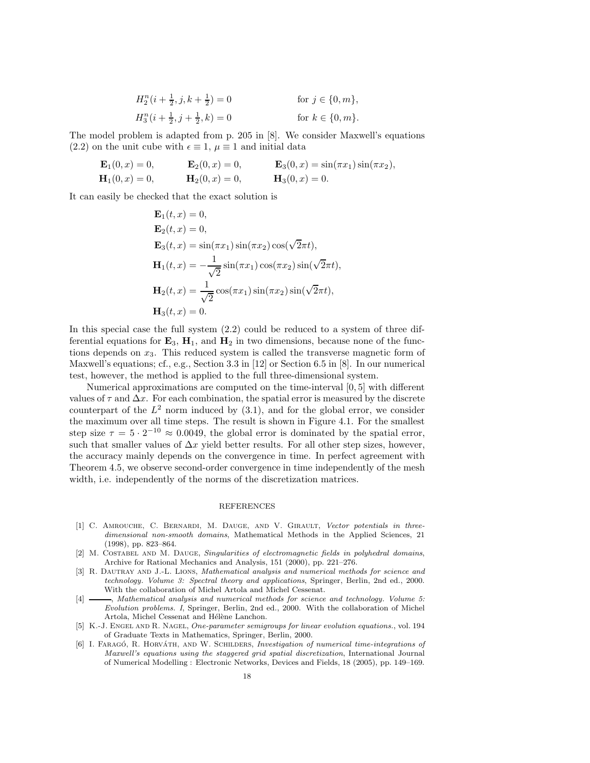$$H_2^n(i+\tfrac{1}{2}, j, k+\tfrac{1}{2}) = 0 \qquad \text{for } j \in \{0, m\},$$
$$H_3^n(i+\tfrac{1}{2}, j+\tfrac{1}{2}, k) = 0 \qquad \text{for } k \in \{0, m\}.$$

The model problem is adapted from p. 205 in [8]. We consider Maxwell's equations (2.2) on the unit cube with $\epsilon \equiv 1$, $\mu \equiv 1$ and initial data

$$\begin{aligned}
&\mathbf{E}_1(0,x) = 0, \qquad &&\mathbf{E}_2(0,x) = 0, \qquad &&\mathbf{E}_3(0,x) = \sin(\pi x_1)\sin(\pi x_2),\\
&\mathbf{H}_1(0,x) = 0, \qquad &&\mathbf{H}_2(0,x) = 0, \qquad &&\mathbf{H}_3(0,x) = 0.
\end{aligned}$$

It can easily be checked that the exact solution is

$$\begin{aligned}
&\mathbf{E}_1(t,x) = 0,\\
&\mathbf{E}_2(t,x) = 0,\\
&\mathbf{E}_3(t,x) = \sin(\pi x_1)\sin(\pi x_2)\cos(\sqrt{2}\pi t),\\
&\mathbf{H}_1(t,x) = -\frac{1}{\sqrt{2}}\sin(\pi x_1)\cos(\pi x_2)\sin(\sqrt{2}\pi t),\\
&\mathbf{H}_2(t,x) = \frac{1}{\sqrt{2}}\cos(\pi x_1)\sin(\pi x_2)\sin(\sqrt{2}\pi t),\\
&\mathbf{H}_3(t,x) = 0.
\end{aligned}$$

In this special case the full system (2.2) could be reduced to a system of three differential equations for $\mathbf{E}_3$, $\mathbf{H}_1$, and $\mathbf{H}_2$ in two dimensions, because none of the functions depends on $x_3$. This reduced system is called the transverse magnetic form of Maxwell's equations; cf., e.g., Section 3.3 in [12] or Section 6.5 in [8]. In our numerical test, however, the method is applied to the full three-dimensional system.

Numerical approximations are computed on the time-interval $[0, 5]$ with different values of $\tau$ and $\Delta x$. For each combination, the spatial error is measured by the discrete counterpart of the $L^2$ norm induced by (3.1), and for the global error, we consider the maximum over all time steps. The result is shown in Figure 4.1. For the smallest step size $\tau = 5 \cdot 2^{-10} \approx 0.0049$, the global error is dominated by the spatial error, such that smaller values of $\Delta x$ yield better results. For all other step sizes, however, the accuracy mainly depends on the convergence in time. In perfect agreement with Theorem 4.5, we observe second-order convergence in time independently of the mesh width, i.e. independently of the norms of the discretization matrices.

## REFERENCES

[1] C. Amrouche, C. Bernardi, M. Dauge, and V. Girault, *Vector potentials in three-dimensional non-smooth domains*, Mathematical Methods in the Applied Sciences, 21 (1998), pp. 823–864.

[2] M. Costabel and M. Dauge, *Singularities of electromagnetic fields in polyhedral domains*, Archive for Rational Mechanics and Analysis, 151 (2000), pp. 221–276.

[3] R. Dautray and J.-L. Lions, *Mathematical analysis and numerical methods for science and technology. Volume 3: Spectral theory and applications*, Springer, Berlin, 2nd ed., 2000. With the collaboration of Michel Artola and Michel Cessenat.

[4] ———, *Mathematical analysis and numerical methods for science and technology. Volume 5: Evolution problems. I*, Springer, Berlin, 2nd ed., 2000. With the collaboration of Michel Artola, Michel Cessenat and Hélène Lanchon.

[5] K.-J. Engel and R. Nagel, *One-parameter semigroups for linear evolution equations.*, vol. 194 of Graduate Texts in Mathematics, Springer, Berlin, 2000.

[6] I. Faragó, R. Horváth, and W. Schilders, *Investigation of numerical time-integrations of Maxwell's equations using the staggered grid spatial discretization*, International Journal of Numerical Modelling : Electronic Networks, Devices and Fields, 18 (2005), pp. 149–169.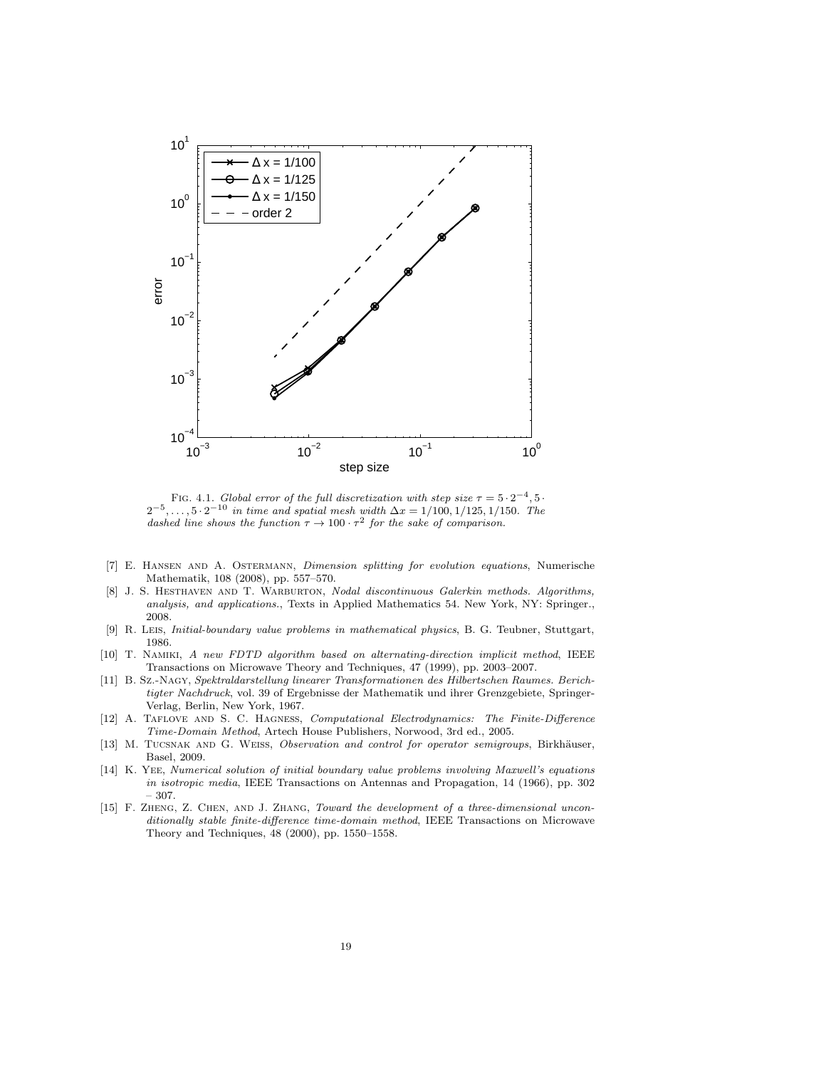10^1

10^0

10^-1

10^-2

10^-3

10^-4

error

10^-3 10^-2 10^-1 10^0

step size

Δ x = 1/100

Δ x = 1/125

Δ x = 1/150

order 2

FIG. 4.1. *Global error of the full discretization with step size* $\tau = 5 \cdot 2^{-4}, 5 \cdot 2^{-5}, \ldots, 5 \cdot 2^{-10}$ *in time and spatial mesh width* $\Delta x = 1/100, 1/125, 1/150$*. The dashed line shows the function* $\tau \to 100 \cdot \tau^2$ *for the sake of comparison.*

[7] E. Hansen and A. Ostermann, *Dimension splitting for evolution equations*, Numerische Mathematik, 108 (2008), pp. 557–570.

[8] J. S. Hesthaven and T. Warburton, *Nodal discontinuous Galerkin methods. Algorithms, analysis, and applications.*, Texts in Applied Mathematics 54. New York, NY: Springer., 2008.

[9] R. Leis, *Initial-boundary value problems in mathematical physics*, B. G. Teubner, Stuttgart, 1986.

[10] T. Namiki, *A new FDTD algorithm based on alternating-direction implicit method*, IEEE Transactions on Microwave Theory and Techniques, 47 (1999), pp. 2003–2007.

[11] B. Sz.-Nagy, *Spektraldarstellung linearer Transformationen des Hilbertschen Raumes. Berichtigter Nachdruck*, vol. 39 of Ergebnisse der Mathematik und ihrer Grenzgebiete, Springer-Verlag, Berlin, New York, 1967.

[12] A. Taflove and S. C. Hagness, *Computational Electrodynamics: The Finite-Difference Time-Domain Method*, Artech House Publishers, Norwood, 3rd ed., 2005.

[13] M. Tucsnak and G. Weiss, *Observation and control for operator semigroups*, Birkhäuser, Basel, 2009.

[14] K. Yee, *Numerical solution of initial boundary value problems involving Maxwell's equations in isotropic media*, IEEE Transactions on Antennas and Propagation, 14 (1966), pp. 302 – 307.

[15] F. Zheng, Z. Chen, and J. Zhang, *Toward the development of a three-dimensional unconditionally stable finite-difference time-domain method*, IEEE Transactions on Microwave Theory and Techniques, 48 (2000), pp. 1550–1558.